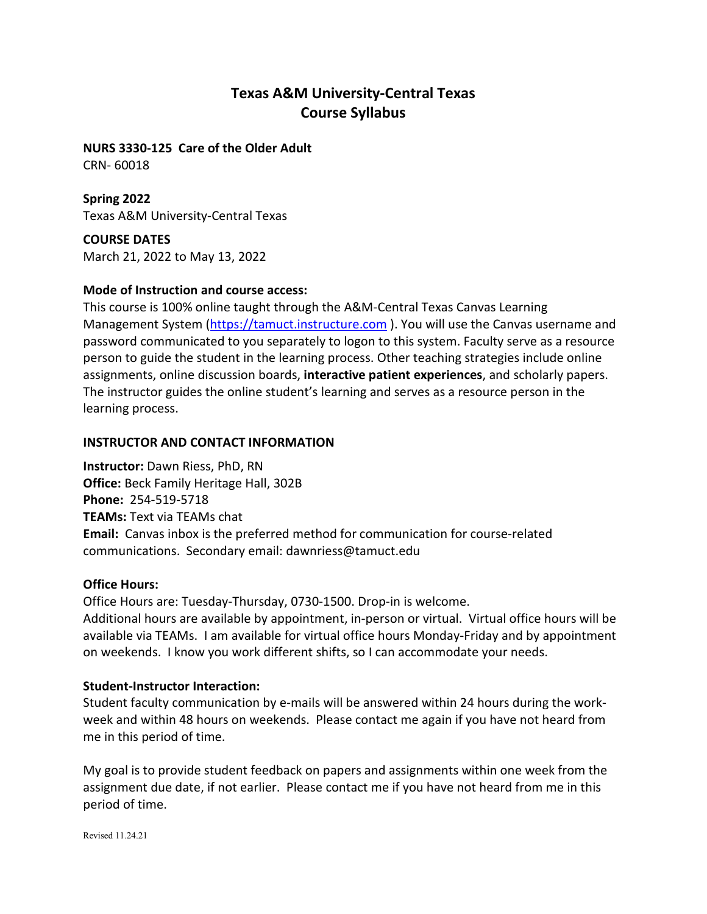# Texas A&M University-Central Texas
# Course Syllabus

**NURS 3330-125 Care of the Older Adult**
CRN- 60018

**Spring 2022**
Texas A&M University-Central Texas

**COURSE DATES**
March 21, 2022 to May 13, 2022

**Mode of Instruction and course access:**
This course is 100% online taught through the A&M-Central Texas Canvas Learning Management System (https://tamuct.instructure.com ). You will use the Canvas username and password communicated to you separately to logon to this system. Faculty serve as a resource person to guide the student in the learning process. Other teaching strategies include online assignments, online discussion boards, **interactive patient experiences**, and scholarly papers. The instructor guides the online student's learning and serves as a resource person in the learning process.

**INSTRUCTOR AND CONTACT INFORMATION**

**Instructor:** Dawn Riess, PhD, RN
**Office:** Beck Family Heritage Hall, 302B
**Phone:** 254-519-5718
**TEAMs:** Text via TEAMs chat
**Email:** Canvas inbox is the preferred method for communication for course-related communications. Secondary email: dawnriess@tamuct.edu

**Office Hours:**
Office Hours are: Tuesday-Thursday, 0730-1500. Drop-in is welcome.
Additional hours are available by appointment, in-person or virtual. Virtual office hours will be available via TEAMs. I am available for virtual office hours Monday-Friday and by appointment on weekends. I know you work different shifts, so I can accommodate your needs.

**Student-Instructor Interaction:**
Student faculty communication by e-mails will be answered within 24 hours during the work-week and within 48 hours on weekends. Please contact me again if you have not heard from me in this period of time.

My goal is to provide student feedback on papers and assignments within one week from the assignment due date, if not earlier. Please contact me if you have not heard from me in this period of time.

Revised 11.24.21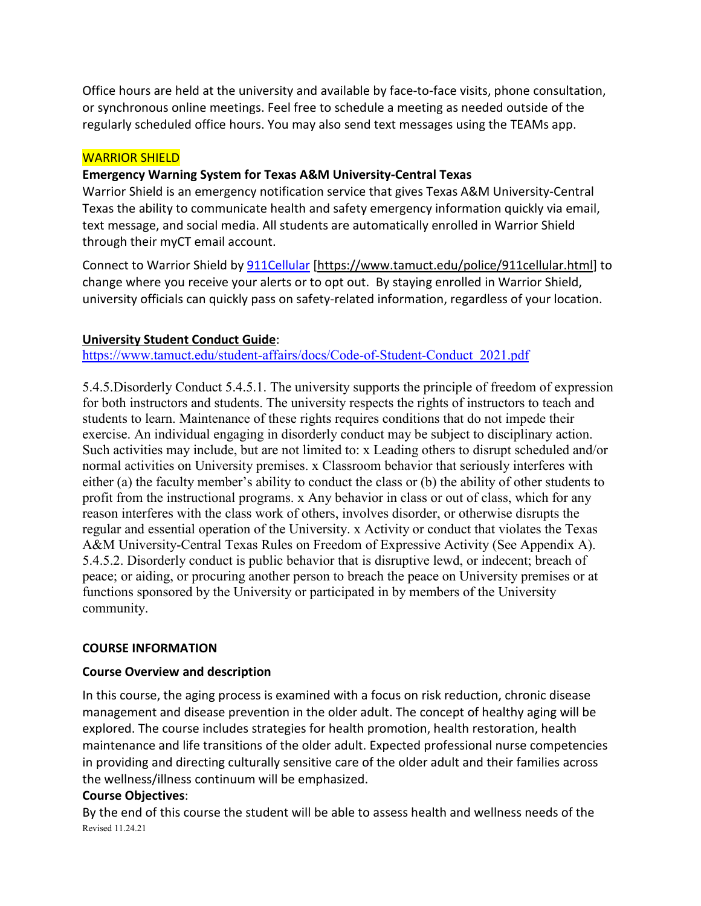Office hours are held at the university and available by face-to-face visits, phone consultation, or synchronous online meetings. Feel free to schedule a meeting as needed outside of the regularly scheduled office hours. You may also send text messages using the TEAMs app.

WARRIOR SHIELD

**Emergency Warning System for Texas A&M University-Central Texas**

Warrior Shield is an emergency notification service that gives Texas A&M University-Central Texas the ability to communicate health and safety emergency information quickly via email, text message, and social media. All students are automatically enrolled in Warrior Shield through their myCT email account.

Connect to Warrior Shield by 911Cellular [https://www.tamuct.edu/police/911cellular.html] to change where you receive your alerts or to opt out. By staying enrolled in Warrior Shield, university officials can quickly pass on safety-related information, regardless of your location.

**University Student Conduct Guide**:
https://www.tamuct.edu/student-affairs/docs/Code-of-Student-Conduct_2021.pdf

5.4.5.Disorderly Conduct 5.4.5.1. The university supports the principle of freedom of expression for both instructors and students. The university respects the rights of instructors to teach and students to learn. Maintenance of these rights requires conditions that do not impede their exercise. An individual engaging in disorderly conduct may be subject to disciplinary action. Such activities may include, but are not limited to: x Leading others to disrupt scheduled and/or normal activities on University premises. x Classroom behavior that seriously interferes with either (a) the faculty member's ability to conduct the class or (b) the ability of other students to profit from the instructional programs. x Any behavior in class or out of class, which for any reason interferes with the class work of others, involves disorder, or otherwise disrupts the regular and essential operation of the University. x Activity or conduct that violates the Texas A&M University-Central Texas Rules on Freedom of Expressive Activity (See Appendix A). 5.4.5.2. Disorderly conduct is public behavior that is disruptive lewd, or indecent; breach of peace; or aiding, or procuring another person to breach the peace on University premises or at functions sponsored by the University or participated in by members of the University community.

**COURSE INFORMATION**

**Course Overview and description**

In this course, the aging process is examined with a focus on risk reduction, chronic disease management and disease prevention in the older adult. The concept of healthy aging will be explored. The course includes strategies for health promotion, health restoration, health maintenance and life transitions of the older adult. Expected professional nurse competencies in providing and directing culturally sensitive care of the older adult and their families across the wellness/illness continuum will be emphasized.

**Course Objectives**:

By the end of this course the student will be able to assess health and wellness needs of the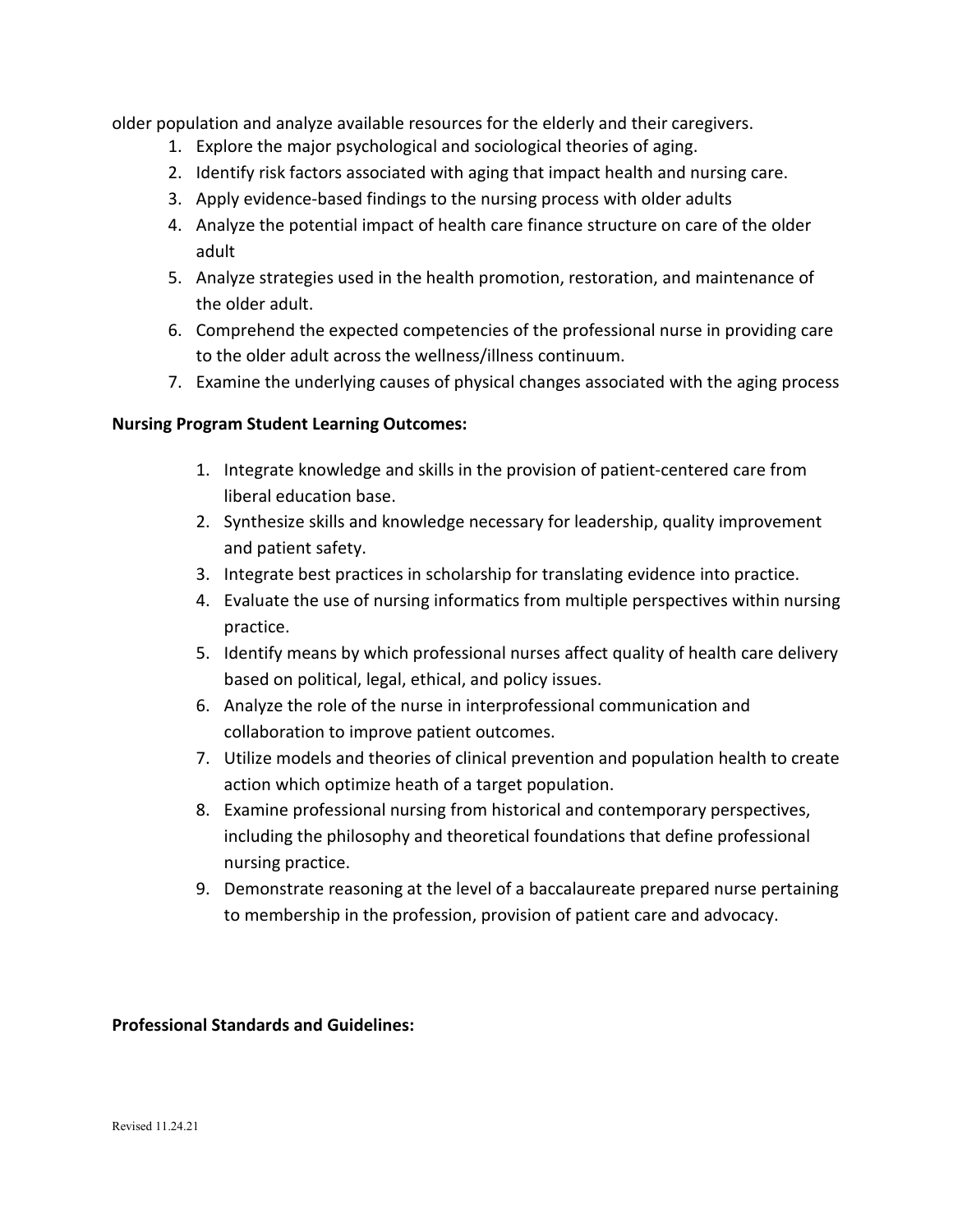older population and analyze available resources for the elderly and their caregivers.

1. Explore the major psychological and sociological theories of aging.
2. Identify risk factors associated with aging that impact health and nursing care.
3. Apply evidence-based findings to the nursing process with older adults
4. Analyze the potential impact of health care finance structure on care of the older adult
5. Analyze strategies used in the health promotion, restoration, and maintenance of the older adult.
6. Comprehend the expected competencies of the professional nurse in providing care to the older adult across the wellness/illness continuum.
7. Examine the underlying causes of physical changes associated with the aging process

**Nursing Program Student Learning Outcomes:**

1. Integrate knowledge and skills in the provision of patient-centered care from liberal education base.
2. Synthesize skills and knowledge necessary for leadership, quality improvement and patient safety.
3. Integrate best practices in scholarship for translating evidence into practice.
4. Evaluate the use of nursing informatics from multiple perspectives within nursing practice.
5. Identify means by which professional nurses affect quality of health care delivery based on political, legal, ethical, and policy issues.
6. Analyze the role of the nurse in interprofessional communication and collaboration to improve patient outcomes.
7. Utilize models and theories of clinical prevention and population health to create action which optimize heath of a target population.
8. Examine professional nursing from historical and contemporary perspectives, including the philosophy and theoretical foundations that define professional nursing practice.
9. Demonstrate reasoning at the level of a baccalaureate prepared nurse pertaining to membership in the profession, provision of patient care and advocacy.

**Professional Standards and Guidelines:**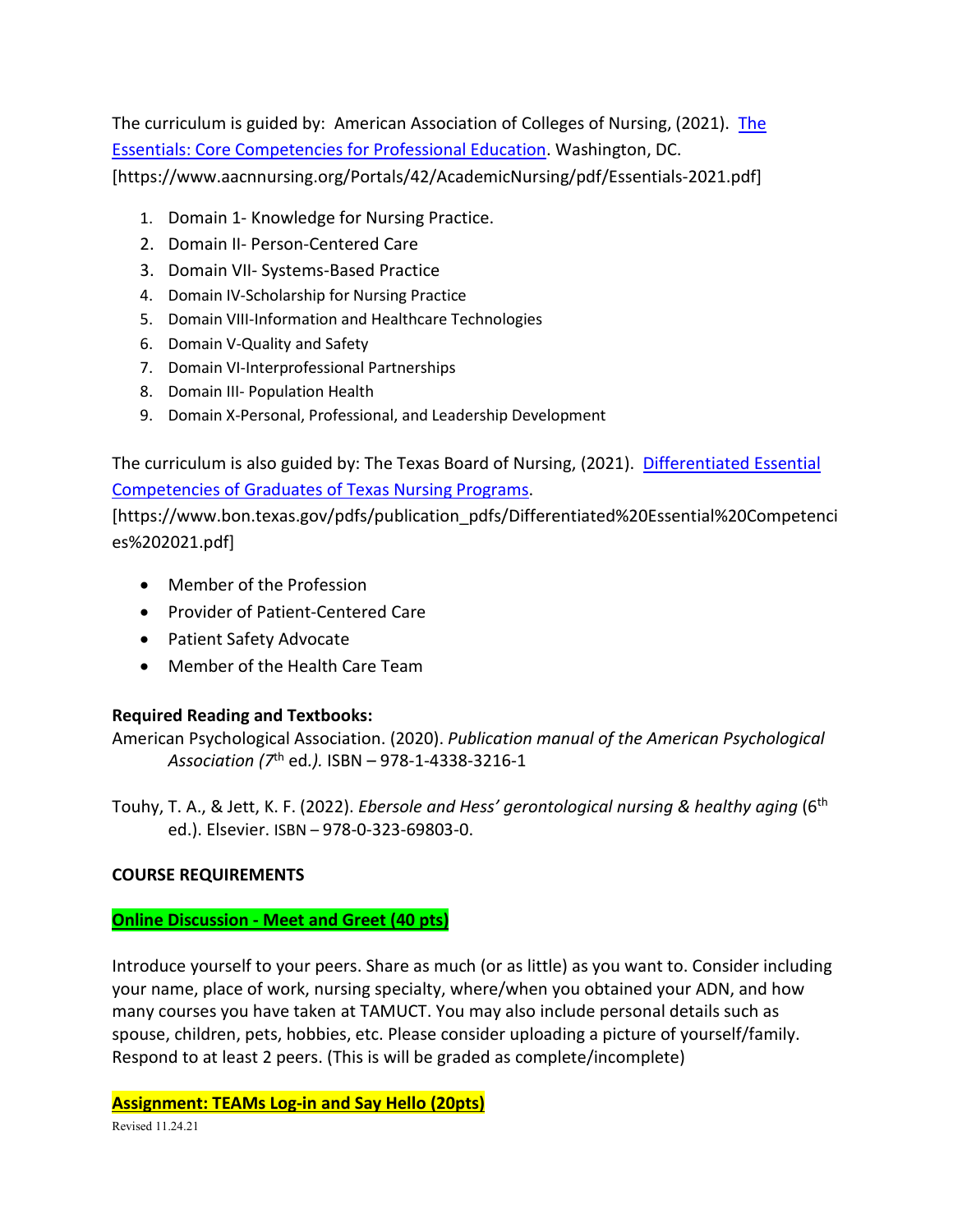The curriculum is guided by: American Association of Colleges of Nursing, (2021). [The Essentials: Core Competencies for Professional Education](https://www.aacnnursing.org/Portals/42/AcademicNursing/pdf/Essentials-2021.pdf). Washington, DC. [https://www.aacnnursing.org/Portals/42/AcademicNursing/pdf/Essentials-2021.pdf]

1. Domain 1- Knowledge for Nursing Practice.
2. Domain II- Person-Centered Care
3. Domain VII- Systems-Based Practice
4. Domain IV-Scholarship for Nursing Practice
5. Domain VIII-Information and Healthcare Technologies
6. Domain V-Quality and Safety
7. Domain VI-Interprofessional Partnerships
8. Domain III- Population Health
9. Domain X-Personal, Professional, and Leadership Development

The curriculum is also guided by: The Texas Board of Nursing, (2021). [Differentiated Essential Competencies of Graduates of Texas Nursing Programs](https://www.bon.texas.gov/pdfs/publication_pdfs/Differentiated%20Essential%20Competencies%202021.pdf). [https://www.bon.texas.gov/pdfs/publication_pdfs/Differentiated%20Essential%20Competencies%202021.pdf]

- Member of the Profession
- Provider of Patient-Centered Care
- Patient Safety Advocate
- Member of the Health Care Team

**Required Reading and Textbooks:**

American Psychological Association. (2020). *Publication manual of the American Psychological Association (7th ed.).* ISBN – 978-1-4338-3216-1

Touhy, T. A., & Jett, K. F. (2022). *Ebersole and Hess' gerontological nursing & healthy aging* (6th ed.). Elsevier. ISBN – 978-0-323-69803-0.

**COURSE REQUIREMENTS**

**Online Discussion - Meet and Greet (40 pts)**

Introduce yourself to your peers. Share as much (or as little) as you want to. Consider including your name, place of work, nursing specialty, where/when you obtained your ADN, and how many courses you have taken at TAMUCT. You may also include personal details such as spouse, children, pets, hobbies, etc. Please consider uploading a picture of yourself/family. Respond to at least 2 peers. (This is will be graded as complete/incomplete)

**Assignment: TEAMs Log-in and Say Hello (20pts)**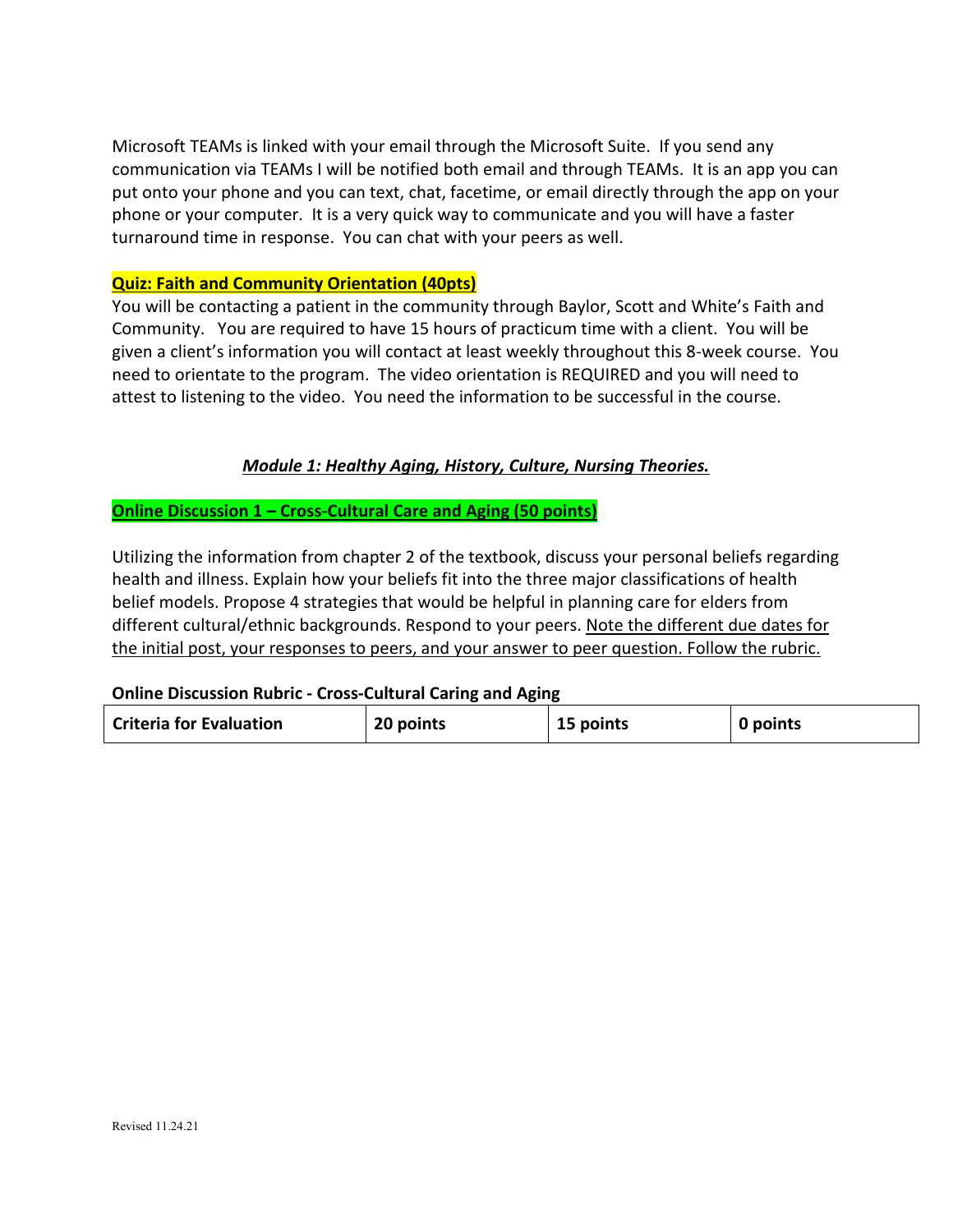Microsoft TEAMs is linked with your email through the Microsoft Suite. If you send any communication via TEAMs I will be notified both email and through TEAMs. It is an app you can put onto your phone and you can text, chat, facetime, or email directly through the app on your phone or your computer. It is a very quick way to communicate and you will have a faster turnaround time in response. You can chat with your peers as well.

**Quiz: Faith and Community Orientation (40pts)**

You will be contacting a patient in the community through Baylor, Scott and White's Faith and Community. You are required to have 15 hours of practicum time with a client. You will be given a client's information you will contact at least weekly throughout this 8-week course. You need to orientate to the program. The video orientation is REQUIRED and you will need to attest to listening to the video. You need the information to be successful in the course.

### *Module 1: Healthy Aging, History, Culture, Nursing Theories.*

**Online Discussion 1 – Cross-Cultural Care and Aging (50 points)**

Utilizing the information from chapter 2 of the textbook, discuss your personal beliefs regarding health and illness. Explain how your beliefs fit into the three major classifications of health belief models. Propose 4 strategies that would be helpful in planning care for elders from different cultural/ethnic backgrounds. Respond to your peers. Note the different due dates for the initial post, your responses to peers, and your answer to peer question. Follow the rubric.

**Online Discussion Rubric - Cross-Cultural Caring and Aging**

| Criteria for Evaluation | 20 points | 15 points | 0 points |
|---|---|---|---|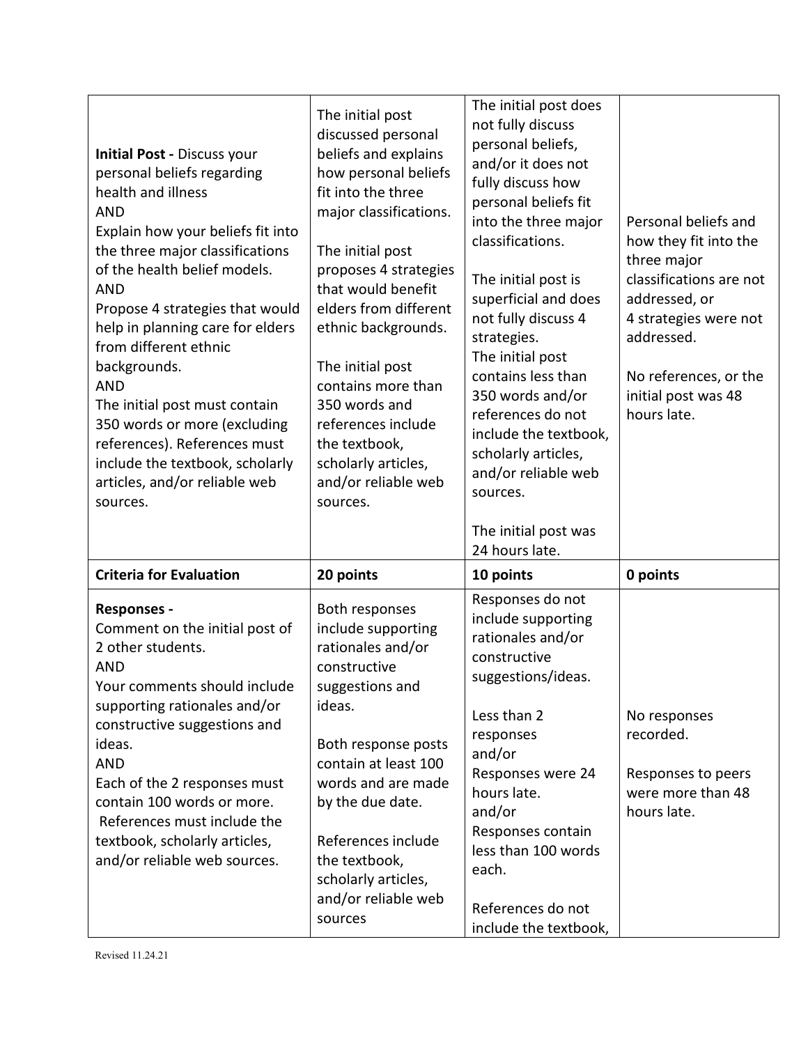| | | | |
|---|---|---|---|
| **Initial Post -** Discuss your personal beliefs regarding health and illness<br>AND<br>Explain how your beliefs fit into the three major classifications of the health belief models.<br>AND<br>Propose 4 strategies that would help in planning care for elders from different ethnic backgrounds.<br>AND<br>The initial post must contain 350 words or more (excluding references). References must include the textbook, scholarly articles, and/or reliable web sources. | The initial post discussed personal beliefs and explains how personal beliefs fit into the three major classifications.<br><br>The initial post proposes 4 strategies that would benefit elders from different ethnic backgrounds.<br><br>The initial post contains more than 350 words and references include the textbook, scholarly articles, and/or reliable web sources. | The initial post does not fully discuss personal beliefs, and/or it does not fully discuss how personal beliefs fit into the three major classifications.<br><br>The initial post is superficial and does not fully discuss 4 strategies.<br>The initial post contains less than 350 words and/or references do not include the textbook, scholarly articles, and/or reliable web sources.<br><br>The initial post was 24 hours late. | Personal beliefs and how they fit into the three major classifications are not addressed, or 4 strategies were not addressed.<br><br>No references, or the initial post was 48 hours late. |
| **Criteria for Evaluation** | **20 points** | **10 points** | **0 points** |
| **Responses -**<br>Comment on the initial post of 2 other students.<br>AND<br>Your comments should include supporting rationales and/or constructive suggestions and ideas.<br>AND<br>Each of the 2 responses must contain 100 words or more. References must include the textbook, scholarly articles, and/or reliable web sources. | Both responses include supporting rationales and/or constructive suggestions and ideas.<br><br>Both response posts contain at least 100 words and are made by the due date.<br><br>References include the textbook, scholarly articles, and/or reliable web sources | Responses do not include supporting rationales and/or constructive suggestions/ideas.<br><br>Less than 2 responses<br>and/or<br>Responses were 24 hours late.<br>and/or<br>Responses contain less than 100 words each.<br><br>References do not include the textbook, | No responses recorded.<br><br>Responses to peers were more than 48 hours late. |

Revised 11.24.21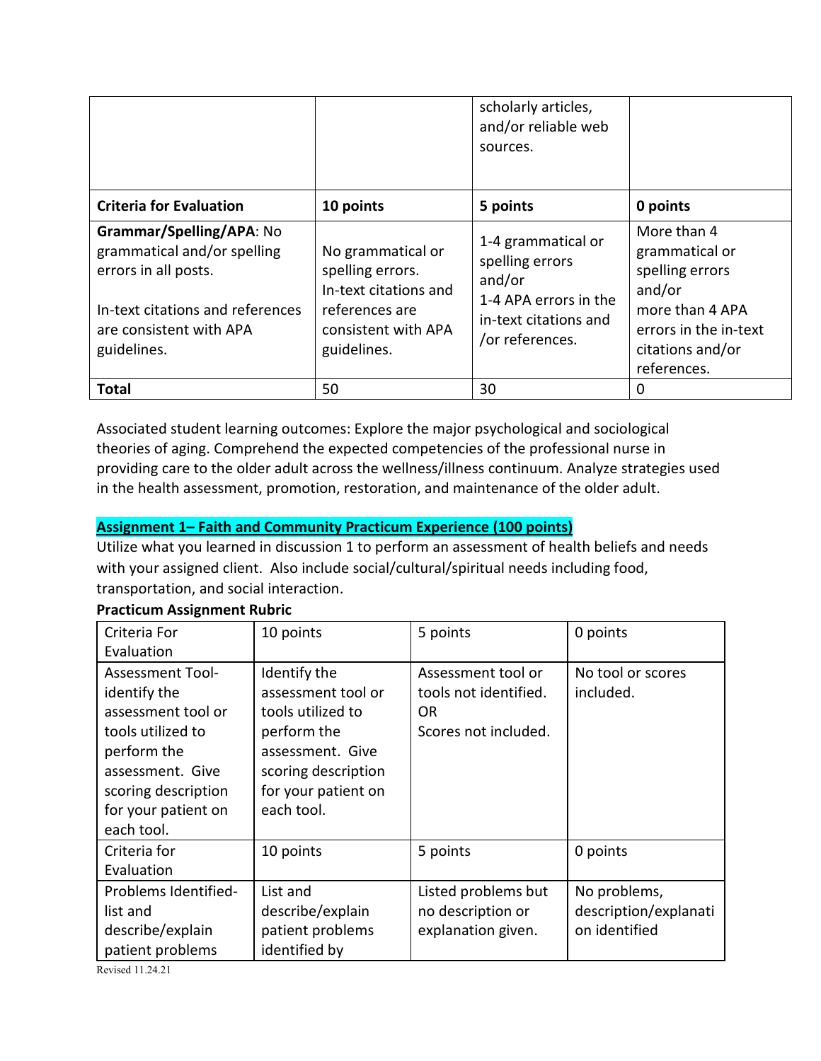| | | scholarly articles, and/or reliable web sources. | |
|---|---|---|---|
| **Criteria for Evaluation** | **10 points** | **5 points** | **0 points** |
| **Grammar/Spelling/APA**: No grammatical and/or spelling errors in all posts. In-text citations and references are consistent with APA guidelines. | No grammatical or spelling errors. In-text citations and references are consistent with APA guidelines. | 1-4 grammatical or spelling errors and/or 1-4 APA errors in the in-text citations and /or references. | More than 4 grammatical or spelling errors and/or more than 4 APA errors in the in-text citations and/or references. |
| **Total** | 50 | 30 | 0 |

Associated student learning outcomes: Explore the major psychological and sociological theories of aging. Comprehend the expected competencies of the professional nurse in providing care to the older adult across the wellness/illness continuum. Analyze strategies used in the health assessment, promotion, restoration, and maintenance of the older adult.

**Assignment 1– Faith and Community Practicum Experience (100 points)**

Utilize what you learned in discussion 1 to perform an assessment of health beliefs and needs with your assigned client. Also include social/cultural/spiritual needs including food, transportation, and social interaction.

**Practicum Assignment Rubric**

| Criteria For Evaluation | 10 points | 5 points | 0 points |
|---|---|---|---|
| Assessment Tool- identify the assessment tool or tools utilized to perform the assessment. Give scoring description for your patient on each tool. | Identify the assessment tool or tools utilized to perform the assessment. Give scoring description for your patient on each tool. | Assessment tool or tools not identified. OR Scores not included. | No tool or scores included. |
| Criteria for Evaluation | 10 points | 5 points | 0 points |
| Problems Identified- list and describe/explain patient problems | List and describe/explain patient problems identified by | Listed problems but no description or explanation given. | No problems, description/explanation identified |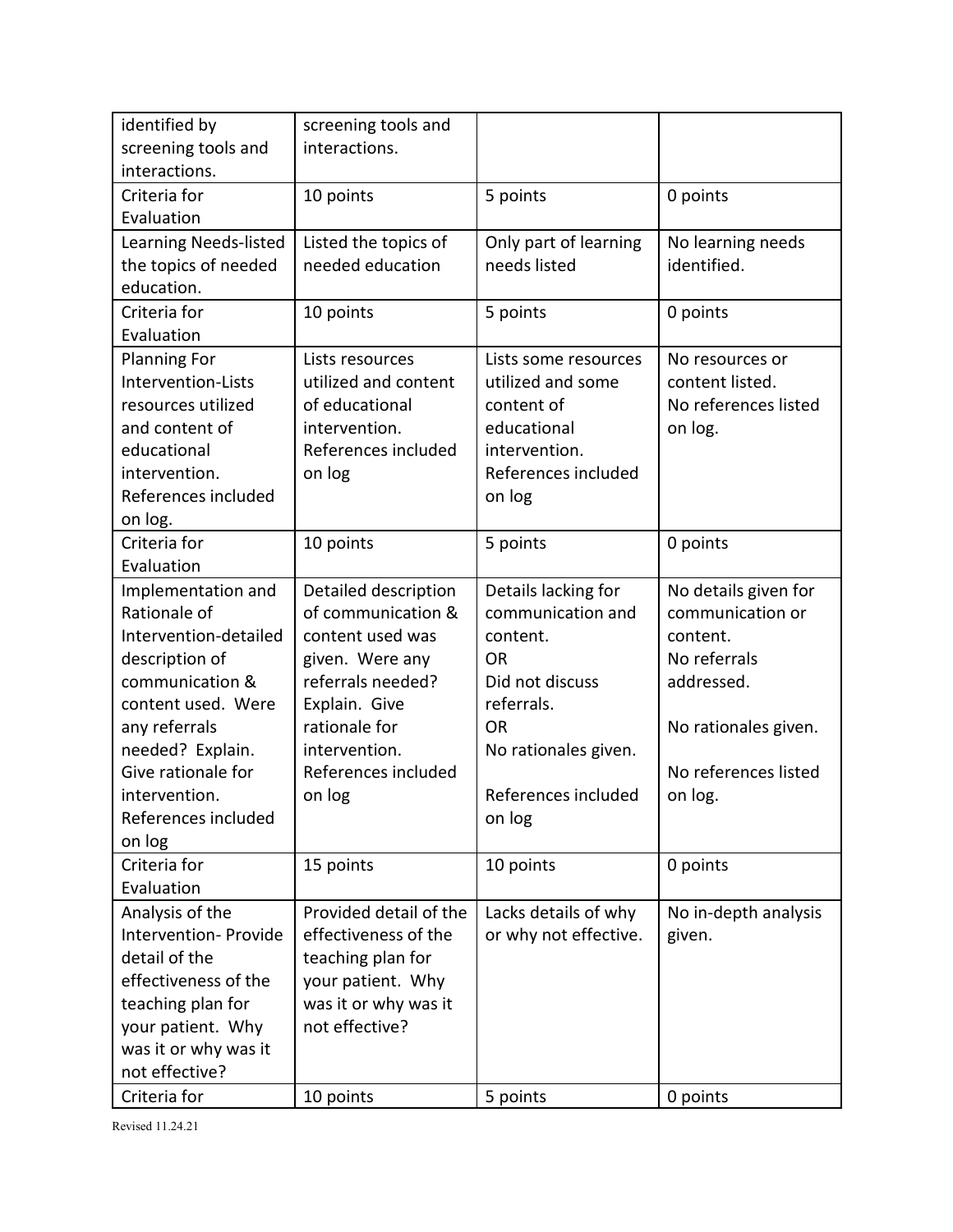| | | | |
|---|---|---|---|
| identified by screening tools and interactions. | screening tools and interactions. | | |
| Criteria for Evaluation | 10 points | 5 points | 0 points |
| Learning Needs-listed the topics of needed education. | Listed the topics of needed education | Only part of learning needs listed | No learning needs identified. |
| Criteria for Evaluation | 10 points | 5 points | 0 points |
| Planning For Intervention-Lists resources utilized and content of educational intervention. References included on log. | Lists resources utilized and content of educational intervention. References included on log | Lists some resources utilized and some content of educational intervention. References included on log | No resources or content listed. No references listed on log. |
| Criteria for Evaluation | 10 points | 5 points | 0 points |
| Implementation and Rationale of Intervention-detailed description of communication & content used. Were any referrals needed? Explain. Give rationale for intervention. References included on log | Detailed description of communication & content used was given. Were any referrals needed? Explain. Give rationale for intervention. References included on log | Details lacking for communication and content. OR Did not discuss referrals. OR No rationales given. References included on log | No details given for communication or content. No referrals addressed. No rationales given. No references listed on log. |
| Criteria for Evaluation | 15 points | 10 points | 0 points |
| Analysis of the Intervention- Provide detail of the effectiveness of the teaching plan for your patient. Why was it or why was it not effective? | Provided detail of the effectiveness of the teaching plan for your patient. Why was it or why was it not effective? | Lacks details of why or why not effective. | No in-depth analysis given. |
| Criteria for | 10 points | 5 points | 0 points |

Revised 11.24.21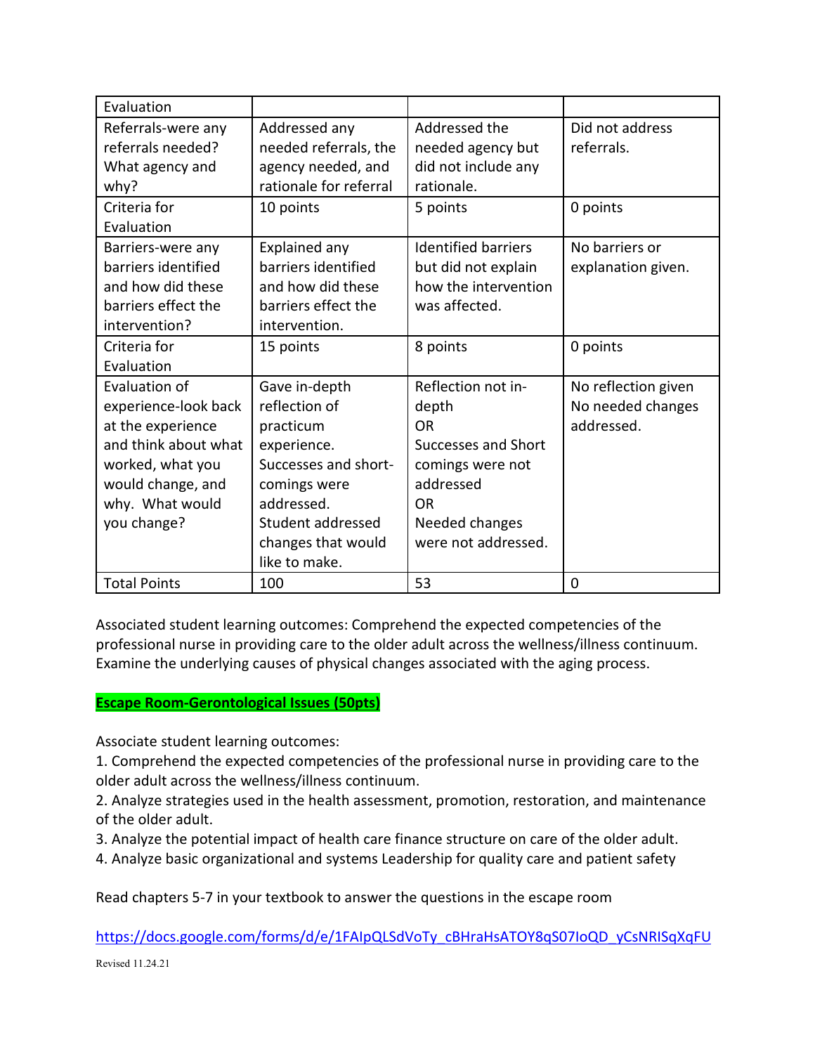| Evaluation | | | |
|---|---|---|---|
| Referrals-were any referrals needed? What agency and why? | Addressed any needed referrals, the agency needed, and rationale for referral | Addressed the needed agency but did not include any rationale. | Did not address referrals. |
| Criteria for Evaluation | 10 points | 5 points | 0 points |
| Barriers-were any barriers identified and how did these barriers effect the intervention? | Explained any barriers identified and how did these barriers effect the intervention. | Identified barriers but did not explain how the intervention was affected. | No barriers or explanation given. |
| Criteria for Evaluation | 15 points | 8 points | 0 points |
| Evaluation of experience-look back at the experience and think about what worked, what you would change, and why. What would you change? | Gave in-depth reflection of practicum experience. Successes and short-comings were addressed. Student addressed changes that would like to make. | Reflection not in-depth OR Successes and Short comings were not addressed OR Needed changes were not addressed. | No reflection given No needed changes addressed. |
| Total Points | 100 | 53 | 0 |

Associated student learning outcomes: Comprehend the expected competencies of the professional nurse in providing care to the older adult across the wellness/illness continuum. Examine the underlying causes of physical changes associated with the aging process.

**Escape Room-Gerontological Issues (50pts)**

Associate student learning outcomes:

1. Comprehend the expected competencies of the professional nurse in providing care to the older adult across the wellness/illness continuum.
2. Analyze strategies used in the health assessment, promotion, restoration, and maintenance of the older adult.
3. Analyze the potential impact of health care finance structure on care of the older adult.
4. Analyze basic organizational and systems Leadership for quality care and patient safety

Read chapters 5-7 in your textbook to answer the questions in the escape room

https://docs.google.com/forms/d/e/1FAIpQLSdVoTy_cBHraHsATOY8qS07IoQD_yCsNRISqXqFU

Revised 11.24.21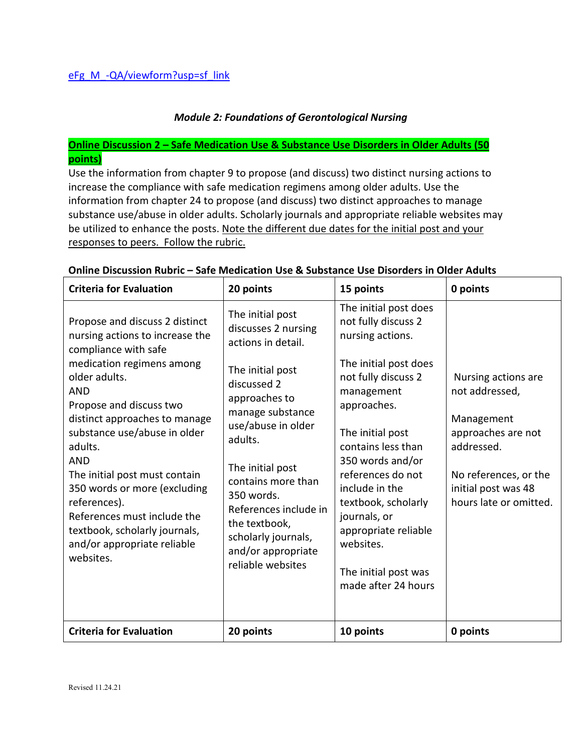[eFg_M_-QA/viewform?usp=sf_link](eFg_M_-QA/viewform?usp=sf_link)

***Module 2: Foundations of Gerontological Nursing***

**Online Discussion 2 – Safe Medication Use & Substance Use Disorders in Older Adults (50 points)**

Use the information from chapter 9 to propose (and discuss) two distinct nursing actions to increase the compliance with safe medication regimens among older adults. Use the information from chapter 24 to propose (and discuss) two distinct approaches to manage substance use/abuse in older adults. Scholarly journals and appropriate reliable websites may be utilized to enhance the posts. Note the different due dates for the initial post and your responses to peers. Follow the rubric.

**Online Discussion Rubric – Safe Medication Use & Substance Use Disorders in Older Adults**

| **Criteria for Evaluation** | **20 points** | **15 points** | **0 points** |
|---|---|---|---|
| Propose and discuss 2 distinct nursing actions to increase the compliance with safe medication regimens among older adults.<br>AND<br>Propose and discuss two distinct approaches to manage substance use/abuse in older adults.<br>AND<br>The initial post must contain 350 words or more (excluding references).<br>References must include the textbook, scholarly journals, and/or appropriate reliable websites. | The initial post discusses 2 nursing actions in detail.<br><br>The initial post discussed 2 approaches to manage substance use/abuse in older adults.<br><br>The initial post contains more than 350 words. References include in the textbook, scholarly journals, and/or appropriate reliable websites | The initial post does not fully discuss 2 nursing actions.<br><br>The initial post does not fully discuss 2 management approaches.<br><br>The initial post contains less than 350 words and/or references do not include in the textbook, scholarly journals, or appropriate reliable websites.<br><br>The initial post was made after 24 hours | Nursing actions are not addressed,<br><br>Management approaches are not addressed.<br><br>No references, or the initial post was 48 hours late or omitted. |
| **Criteria for Evaluation** | **20 points** | **10 points** | **0 points** |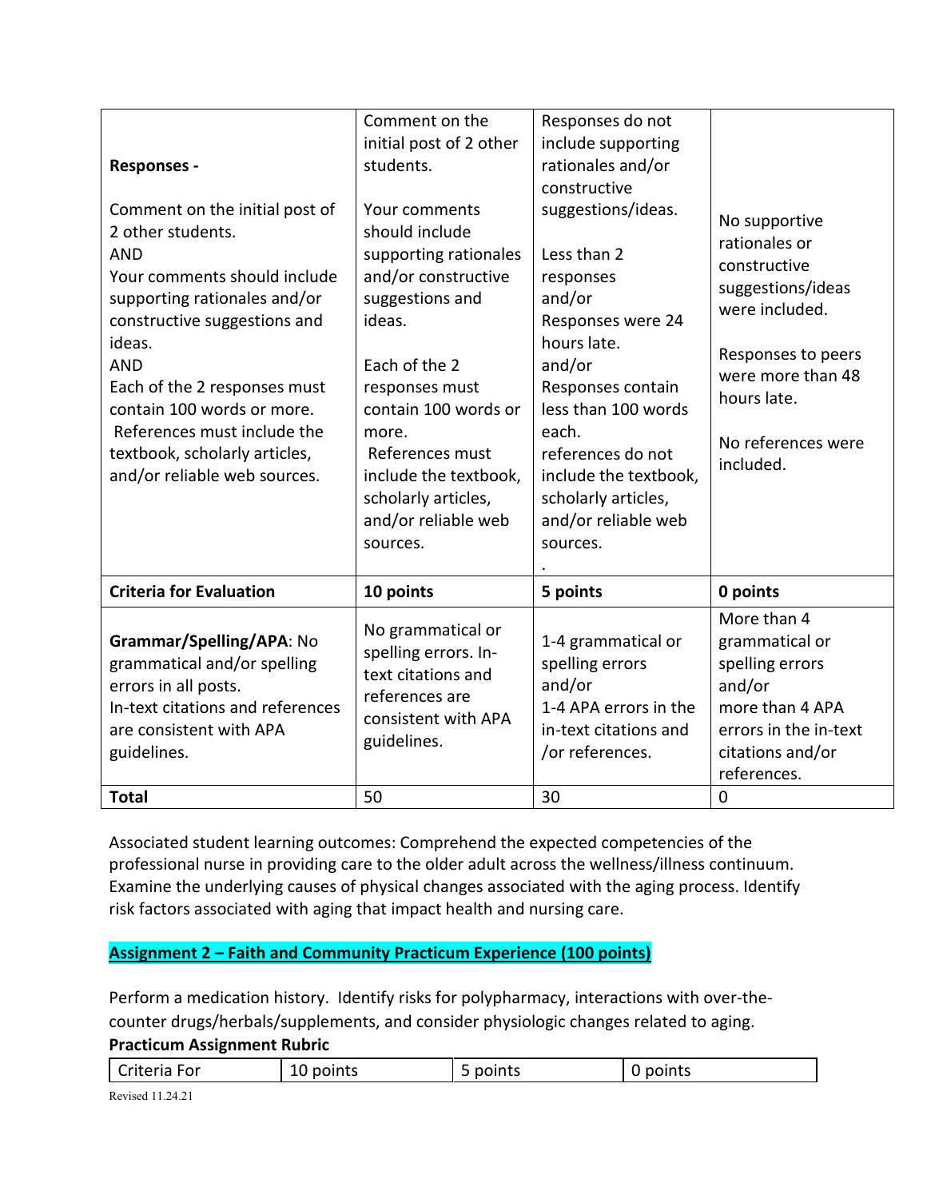| **Responses -**<br><br>Comment on the initial post of 2 other students.<br>AND<br>Your comments should include supporting rationales and/or constructive suggestions and ideas.<br>AND<br>Each of the 2 responses must contain 100 words or more.<br>References must include the textbook, scholarly articles, and/or reliable web sources. | Comment on the initial post of 2 other students.<br><br>Your comments should include supporting rationales and/or constructive suggestions and ideas.<br><br>Each of the 2 responses must contain 100 words or more.<br>References must include the textbook, scholarly articles, and/or reliable web sources. | Responses do not include supporting rationales and/or constructive suggestions/ideas.<br><br>Less than 2 responses<br>and/or<br>Responses were 24 hours late.<br>and/or<br>Responses contain less than 100 words each.<br>references do not include the textbook, scholarly articles, and/or reliable web sources.<br>. | No supportive rationales or constructive suggestions/ideas were included.<br><br>Responses to peers were more than 48 hours late.<br><br>No references were included. |
|---|---|---|---|
| **Criteria for Evaluation** | **10 points** | **5 points** | **0 points** |
| **Grammar/Spelling/APA**: No grammatical and/or spelling errors in all posts.<br>In-text citations and references are consistent with APA guidelines. | No grammatical or spelling errors. In-text citations and references are consistent with APA guidelines. | 1-4 grammatical or spelling errors<br>and/or<br>1-4 APA errors in the in-text citations and /or references. | More than 4 grammatical or spelling errors<br>and/or<br>more than 4 APA errors in the in-text citations and/or references. |
| **Total** | 50 | 30 | 0 |

Associated student learning outcomes: Comprehend the expected competencies of the professional nurse in providing care to the older adult across the wellness/illness continuum. Examine the underlying causes of physical changes associated with the aging process. Identify risk factors associated with aging that impact health and nursing care.

**Assignment 2 – Faith and Community Practicum Experience (100 points)**

Perform a medication history. Identify risks for polypharmacy, interactions with over-the-counter drugs/herbals/supplements, and consider physiologic changes related to aging.

**Practicum Assignment Rubric**

| Criteria For | 10 points | 5 points | 0 points |
|---|---|---|---|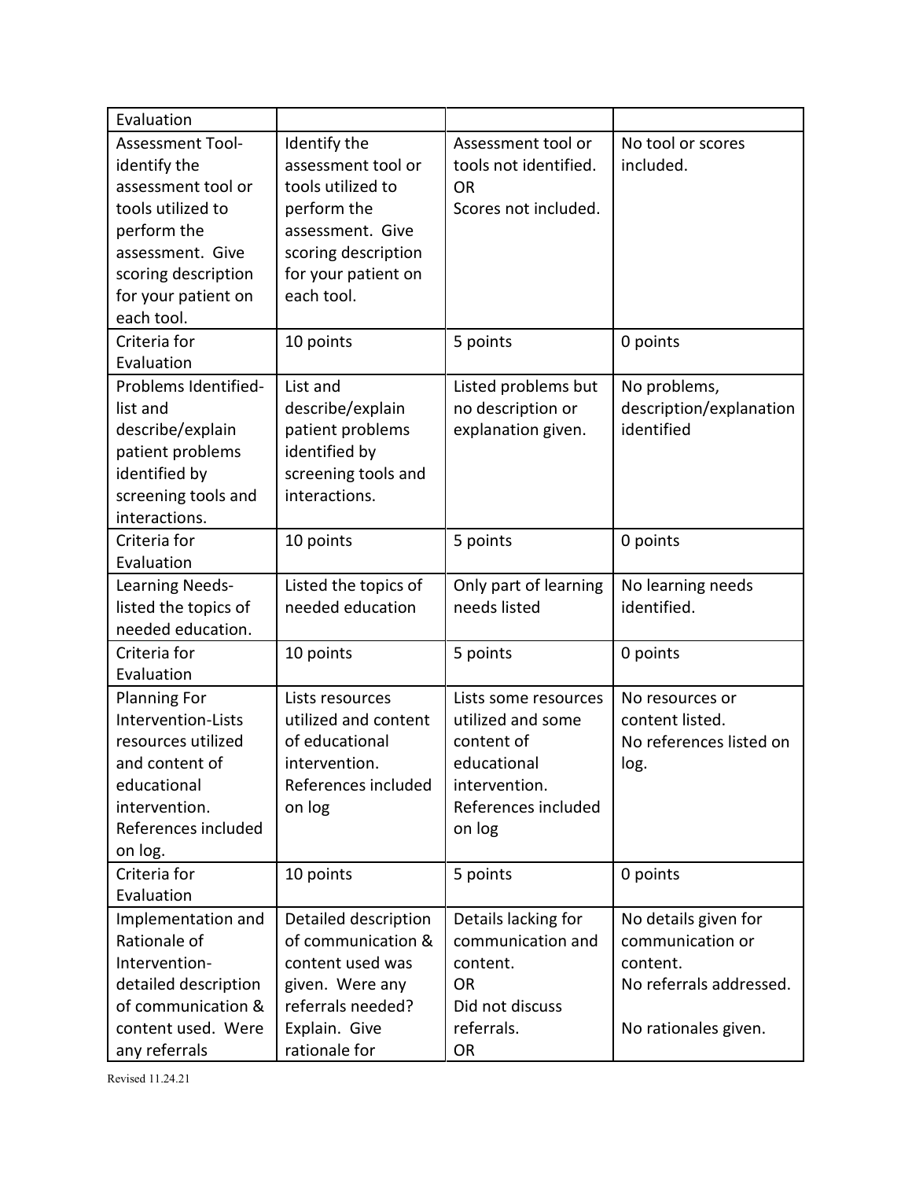| Evaluation | | | |
|---|---|---|---|
| Assessment Tool- identify the assessment tool or tools utilized to perform the assessment. Give scoring description for your patient on each tool. | Identify the assessment tool or tools utilized to perform the assessment. Give scoring description for your patient on each tool. | Assessment tool or tools not identified. OR Scores not included. | No tool or scores included. |
| Criteria for Evaluation | 10 points | 5 points | 0 points |
| Problems Identified- list and describe/explain patient problems identified by screening tools and interactions. | List and describe/explain patient problems identified by screening tools and interactions. | Listed problems but no description or explanation given. | No problems, description/explanation identified |
| Criteria for Evaluation | 10 points | 5 points | 0 points |
| Learning Needs- listed the topics of needed education. | Listed the topics of needed education | Only part of learning needs listed | No learning needs identified. |
| Criteria for Evaluation | 10 points | 5 points | 0 points |
| Planning For Intervention-Lists resources utilized and content of educational intervention. References included on log. | Lists resources utilized and content of educational intervention. References included on log | Lists some resources utilized and some content of educational intervention. References included on log | No resources or content listed. No references listed on log. |
| Criteria for Evaluation | 10 points | 5 points | 0 points |
| Implementation and Rationale of Intervention- detailed description of communication & content used. Were any referrals | Detailed description of communication & content used was given. Were any referrals needed? Explain. Give rationale for | Details lacking for communication and content. OR Did not discuss referrals. OR | No details given for communication or content. No referrals addressed. No rationales given. |

Revised 11.24.21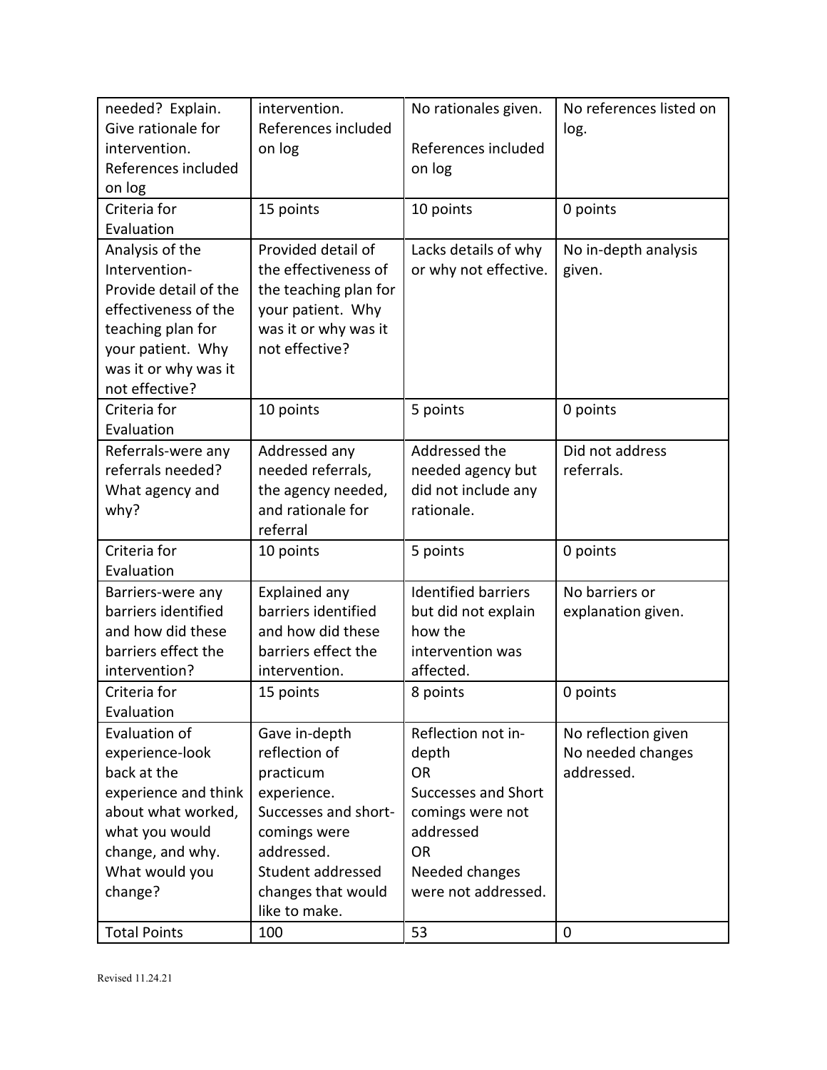| needed? Explain. Give rationale for intervention. References included on log | intervention. References included on log | No rationales given. References included on log | No references listed on log. |
| --- | --- | --- | --- |
| Criteria for Evaluation | 15 points | 10 points | 0 points |
| Analysis of the Intervention- Provide detail of the effectiveness of the teaching plan for your patient. Why was it or why was it not effective? | Provided detail of the effectiveness of the teaching plan for your patient. Why was it or why was it not effective? | Lacks details of why or why not effective. | No in-depth analysis given. |
| Criteria for Evaluation | 10 points | 5 points | 0 points |
| Referrals-were any referrals needed? What agency and why? | Addressed any needed referrals, the agency needed, and rationale for referral | Addressed the needed agency but did not include any rationale. | Did not address referrals. |
| Criteria for Evaluation | 10 points | 5 points | 0 points |
| Barriers-were any barriers identified and how did these barriers effect the intervention? | Explained any barriers identified and how did these barriers effect the intervention. | Identified barriers but did not explain how the intervention was affected. | No barriers or explanation given. |
| Criteria for Evaluation | 15 points | 8 points | 0 points |
| Evaluation of experience-look back at the experience and think about what worked, what you would change, and why. What would you change? | Gave in-depth reflection of practicum experience. Successes and short-comings were addressed. Student addressed changes that would like to make. | Reflection not in-depth OR Successes and Short comings were not addressed OR Needed changes were not addressed. | No reflection given No needed changes addressed. |
| Total Points | 100 | 53 | 0 |

Revised 11.24.21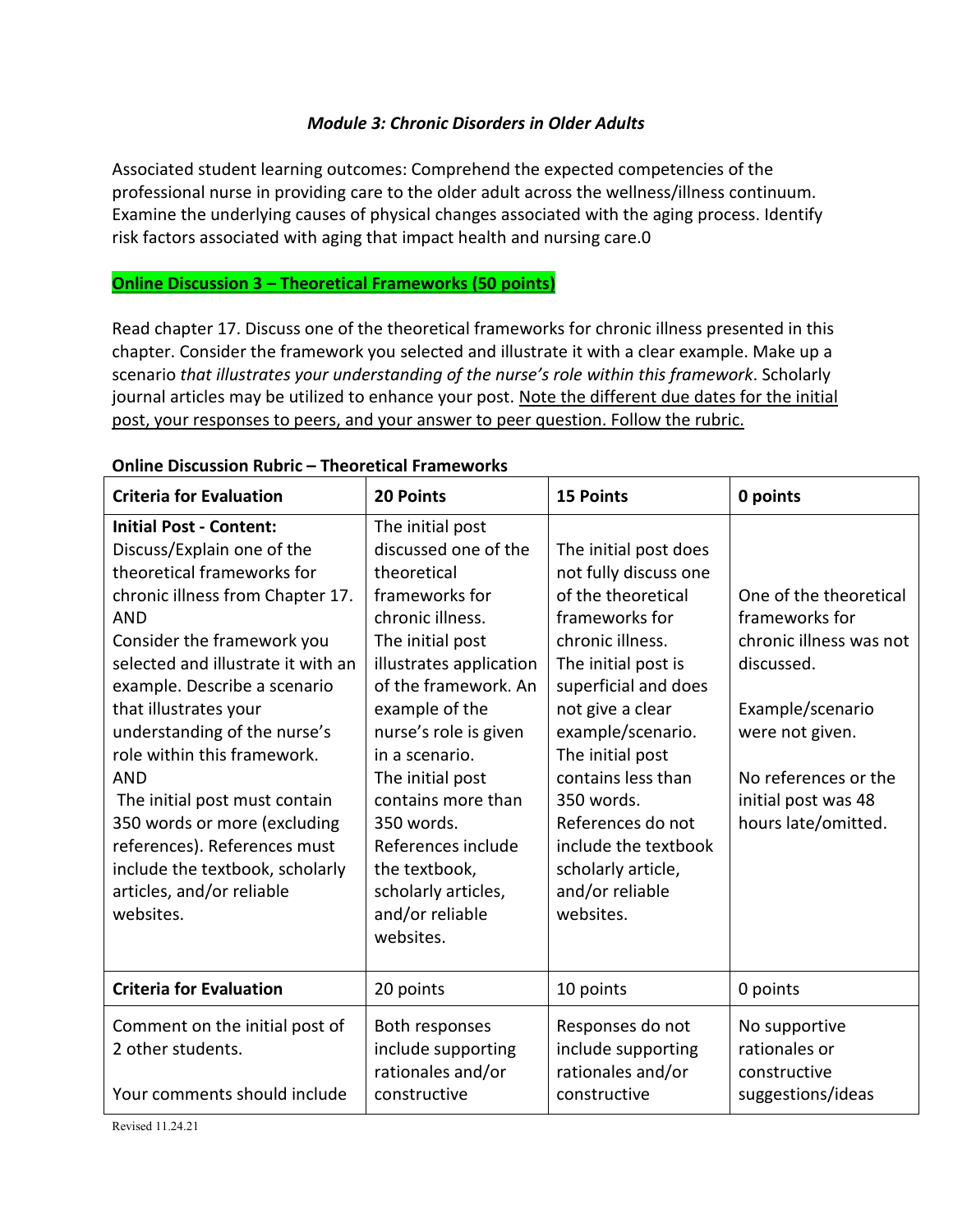### *Module 3: Chronic Disorders in Older Adults*

Associated student learning outcomes: Comprehend the expected competencies of the professional nurse in providing care to the older adult across the wellness/illness continuum. Examine the underlying causes of physical changes associated with the aging process. Identify risk factors associated with aging that impact health and nursing care.0

**Online Discussion 3 – Theoretical Frameworks (50 points)**

Read chapter 17. Discuss one of the theoretical frameworks for chronic illness presented in this chapter. Consider the framework you selected and illustrate it with a clear example. Make up a scenario *that illustrates your understanding of the nurse's role within this framework*. Scholarly journal articles may be utilized to enhance your post. Note the different due dates for the initial post, your responses to peers, and your answer to peer question. Follow the rubric.

**Online Discussion Rubric – Theoretical Frameworks**

| **Criteria for Evaluation** | **20 Points** | **15 Points** | **0 points** |
| --- | --- | --- | --- |
| **Initial Post - Content:** Discuss/Explain one of the theoretical frameworks for chronic illness from Chapter 17. AND Consider the framework you selected and illustrate it with an example. Describe a scenario that illustrates your understanding of the nurse's role within this framework. AND The initial post must contain 350 words or more (excluding references). References must include the textbook, scholarly articles, and/or reliable websites. | The initial post discussed one of the theoretical frameworks for chronic illness. The initial post illustrates application of the framework. An example of the nurse's role is given in a scenario. The initial post contains more than 350 words. References include the textbook, scholarly articles, and/or reliable websites. | The initial post does not fully discuss one of the theoretical frameworks for chronic illness. The initial post is superficial and does not give a clear example/scenario. The initial post contains less than 350 words. References do not include the textbook scholarly article, and/or reliable websites. | One of the theoretical frameworks for chronic illness was not discussed. Example/scenario were not given. No references or the initial post was 48 hours late/omitted. |
| **Criteria for Evaluation** | 20 points | 10 points | 0 points |
| Comment on the initial post of 2 other students. Your comments should include | Both responses include supporting rationales and/or constructive | Responses do not include supporting rationales and/or constructive | No supportive rationales or constructive suggestions/ideas |

Revised 11.24.21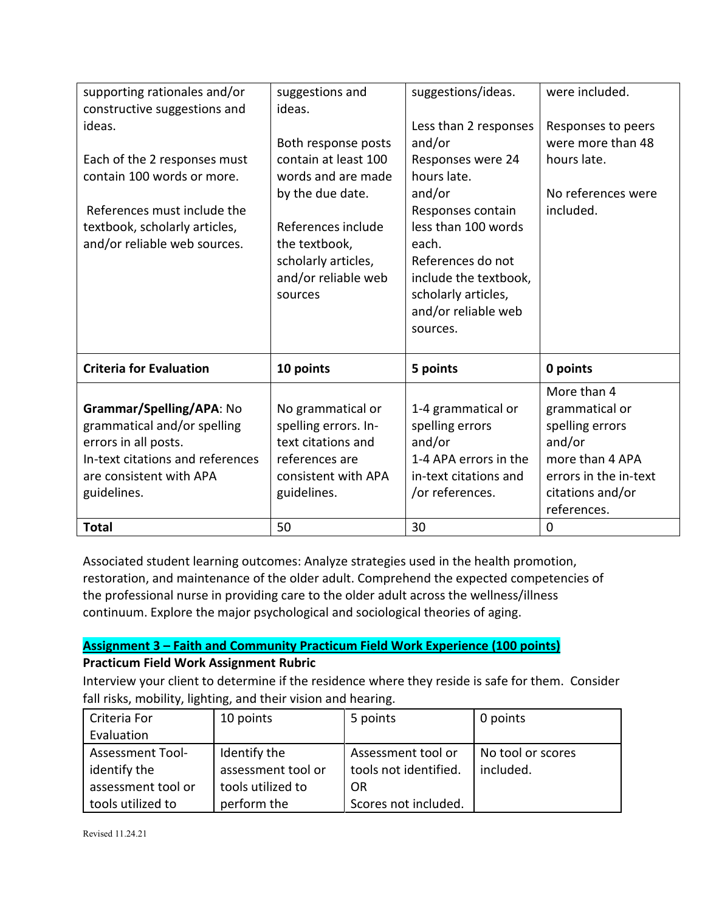| | | | |
|---|---|---|---|
| supporting rationales and/or constructive suggestions and ideas.<br><br>Each of the 2 responses must contain 100 words or more.<br><br>References must include the textbook, scholarly articles, and/or reliable web sources. | suggestions and ideas.<br><br>Both response posts contain at least 100 words and are made by the due date.<br><br>References include the textbook, scholarly articles, and/or reliable web sources | suggestions/ideas.<br><br>Less than 2 responses and/or<br>Responses were 24 hours late.<br>and/or<br>Responses contain less than 100 words each.<br>References do not include the textbook, scholarly articles, and/or reliable web sources. | were included.<br><br>Responses to peers were more than 48 hours late.<br><br>No references were included. |
| **Criteria for Evaluation** | **10 points** | **5 points** | **0 points** |
| **Grammar/Spelling/APA**: No grammatical and/or spelling errors in all posts.<br>In-text citations and references are consistent with APA guidelines. | No grammatical or spelling errors. In-text citations and references are consistent with APA guidelines. | 1-4 grammatical or spelling errors and/or<br>1-4 APA errors in the in-text citations and /or references. | More than 4 grammatical or spelling errors and/or<br>more than 4 APA errors in the in-text citations and/or references. |
| **Total** | 50 | 30 | 0 |

Associated student learning outcomes: Analyze strategies used in the health promotion, restoration, and maintenance of the older adult. Comprehend the expected competencies of the professional nurse in providing care to the older adult across the wellness/illness continuum. Explore the major psychological and sociological theories of aging.

## Assignment 3 – Faith and Community Practicum Field Work Experience (100 points)

**Practicum Field Work Assignment Rubric**

Interview your client to determine if the residence where they reside is safe for them. Consider fall risks, mobility, lighting, and their vision and hearing.

| Criteria For Evaluation | 10 points | 5 points | 0 points |
|---|---|---|---|
| Assessment Tool- identify the assessment tool or tools utilized to | Identify the assessment tool or tools utilized to perform the | Assessment tool or tools not identified.<br>OR<br>Scores not included. | No tool or scores included. |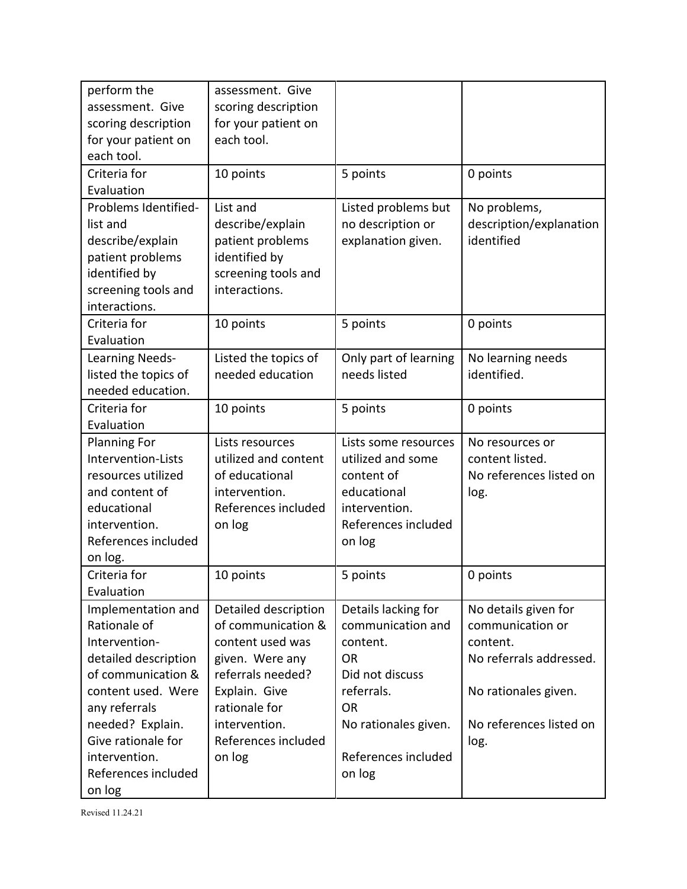| perform the assessment. Give scoring description for your patient on each tool. | assessment. Give scoring description for your patient on each tool. | | |
|---|---|---|---|
| Criteria for Evaluation | 10 points | 5 points | 0 points |
| Problems Identified- list and describe/explain patient problems identified by screening tools and interactions. | List and describe/explain patient problems identified by screening tools and interactions. | Listed problems but no description or explanation given. | No problems, description/explanation identified |
| Criteria for Evaluation | 10 points | 5 points | 0 points |
| Learning Needs- listed the topics of needed education. | Listed the topics of needed education | Only part of learning needs listed | No learning needs identified. |
| Criteria for Evaluation | 10 points | 5 points | 0 points |
| Planning For Intervention-Lists resources utilized and content of educational intervention. References included on log. | Lists resources utilized and content of educational intervention. References included on log | Lists some resources utilized and some content of educational intervention. References included on log | No resources or content listed. No references listed on log. |
| Criteria for Evaluation | 10 points | 5 points | 0 points |
| Implementation and Rationale of Intervention- detailed description of communication & content used. Were any referrals needed? Explain. Give rationale for intervention. References included on log | Detailed description of communication & content used was given. Were any referrals needed? Explain. Give rationale for intervention. References included on log | Details lacking for communication and content. OR Did not discuss referrals. OR No rationales given. References included on log | No details given for communication or content. No referrals addressed. No rationales given. No references listed on log. |

Revised 11.24.21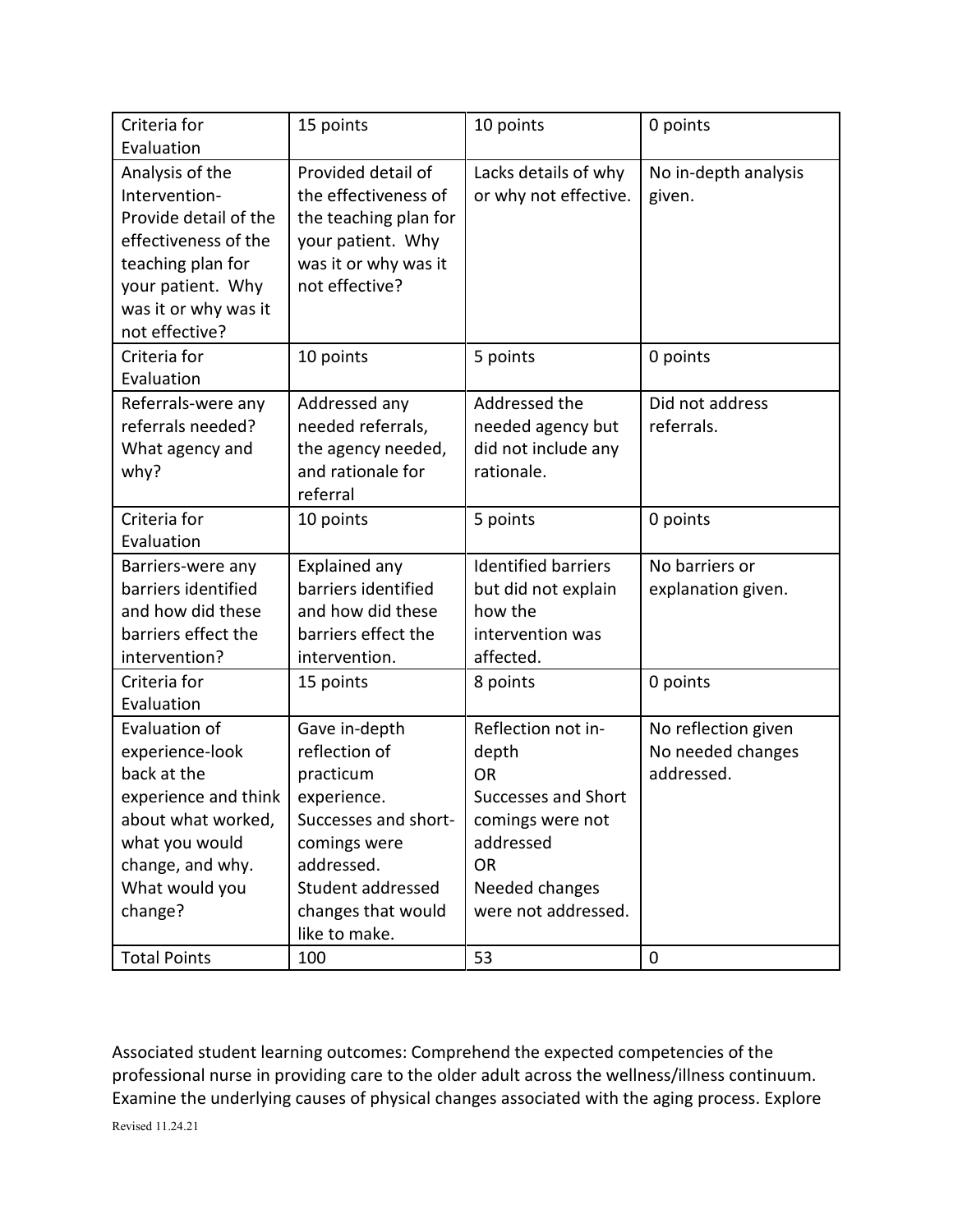| Criteria for Evaluation | 15 points | 10 points | 0 points |
| --- | --- | --- | --- |
| Analysis of the Intervention- Provide detail of the effectiveness of the teaching plan for your patient. Why was it or why was it not effective? | Provided detail of the effectiveness of the teaching plan for your patient. Why was it or why was it not effective? | Lacks details of why or why not effective. | No in-depth analysis given. |
| Criteria for Evaluation | 10 points | 5 points | 0 points |
| Referrals-were any referrals needed? What agency and why? | Addressed any needed referrals, the agency needed, and rationale for referral | Addressed the needed agency but did not include any rationale. | Did not address referrals. |
| Criteria for Evaluation | 10 points | 5 points | 0 points |
| Barriers-were any barriers identified and how did these barriers effect the intervention? | Explained any barriers identified and how did these barriers effect the intervention. | Identified barriers but did not explain how the intervention was affected. | No barriers or explanation given. |
| Criteria for Evaluation | 15 points | 8 points | 0 points |
| Evaluation of experience-look back at the experience and think about what worked, what you would change, and why. What would you change? | Gave in-depth reflection of practicum experience. Successes and short-comings were addressed. Student addressed changes that would like to make. | Reflection not in-depth OR Successes and Short comings were not addressed OR Needed changes were not addressed. | No reflection given No needed changes addressed. |
| Total Points | 100 | 53 | 0 |

Associated student learning outcomes: Comprehend the expected competencies of the professional nurse in providing care to the older adult across the wellness/illness continuum. Examine the underlying causes of physical changes associated with the aging process. Explore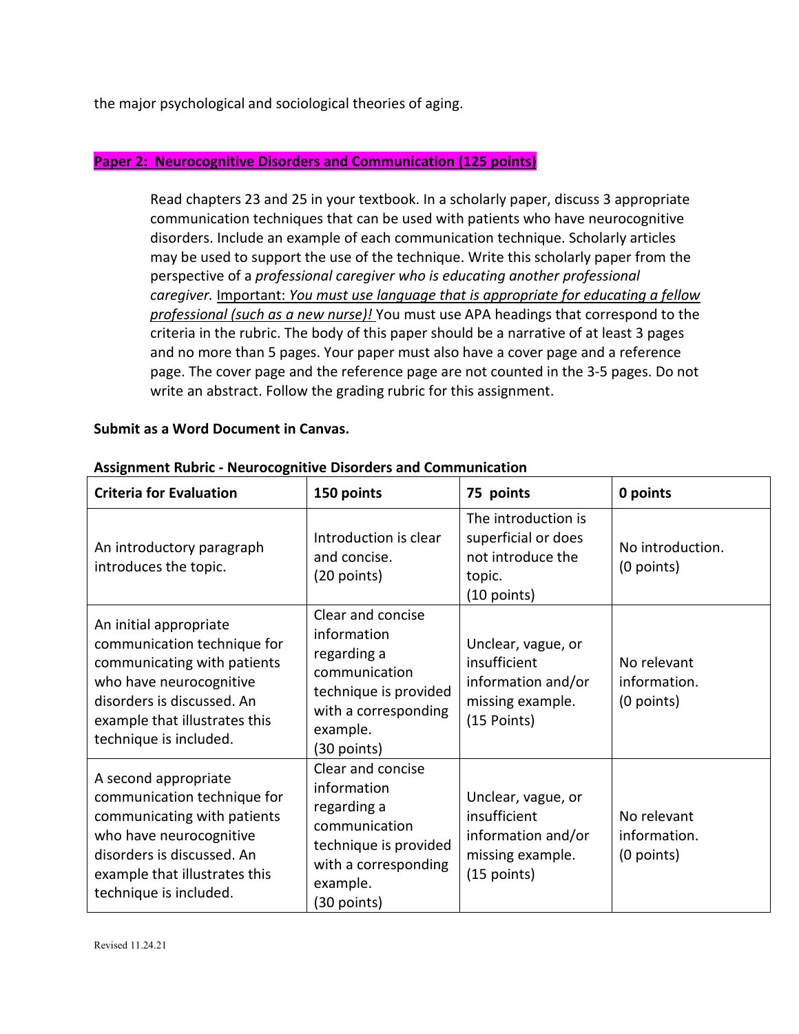the major psychological and sociological theories of aging.

**Paper 2: Neurocognitive Disorders and Communication (125 points)**

> Read chapters 23 and 25 in your textbook. In a scholarly paper, discuss 3 appropriate communication techniques that can be used with patients who have neurocognitive disorders. Include an example of each communication technique. Scholarly articles may be used to support the use of the technique. Write this scholarly paper from the perspective of a *professional caregiver who is educating another professional caregiver.* Important: *You must use language that is appropriate for educating a fellow professional (such as a new nurse)!* You must use APA headings that correspond to the criteria in the rubric. The body of this paper should be a narrative of at least 3 pages and no more than 5 pages. Your paper must also have a cover page and a reference page. The cover page and the reference page are not counted in the 3-5 pages. Do not write an abstract. Follow the grading rubric for this assignment.

**Submit as a Word Document in Canvas.**

**Assignment Rubric - Neurocognitive Disorders and Communication**

| Criteria for Evaluation | 150 points | 75 points | 0 points |
|---|---|---|---|
| An introductory paragraph introduces the topic. | Introduction is clear and concise. (20 points) | The introduction is superficial or does not introduce the topic. (10 points) | No introduction. (0 points) |
| An initial appropriate communication technique for communicating with patients who have neurocognitive disorders is discussed. An example that illustrates this technique is included. | Clear and concise information regarding a communication technique is provided with a corresponding example. (30 points) | Unclear, vague, or insufficient information and/or missing example. (15 Points) | No relevant information. (0 points) |
| A second appropriate communication technique for communicating with patients who have neurocognitive disorders is discussed. An example that illustrates this technique is included. | Clear and concise information regarding a communication technique is provided with a corresponding example. (30 points) | Unclear, vague, or insufficient information and/or missing example. (15 points) | No relevant information. (0 points) |

Revised 11.24.21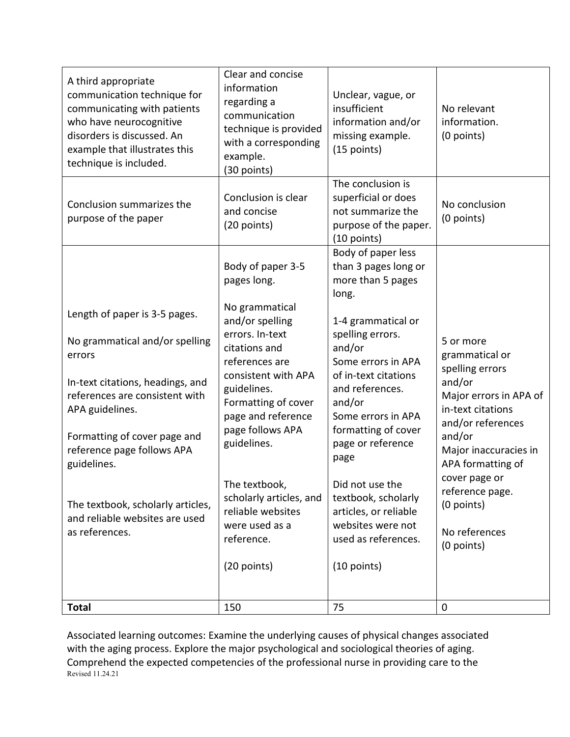| A third appropriate communication technique for communicating with patients who have neurocognitive disorders is discussed. An example that illustrates this technique is included. | Clear and concise information regarding a communication technique is provided with a corresponding example. (30 points) | Unclear, vague, or insufficient information and/or missing example. (15 points) | No relevant information. (0 points) |
|---|---|---|---|
| Conclusion summarizes the purpose of the paper | Conclusion is clear and concise (20 points) | The conclusion is superficial or does not summarize the purpose of the paper. (10 points) | No conclusion (0 points) |
| Length of paper is 3-5 pages.<br><br>No grammatical and/or spelling errors<br><br>In-text citations, headings, and references are consistent with APA guidelines.<br><br>Formatting of cover page and reference page follows APA guidelines.<br><br>The textbook, scholarly articles, and reliable websites are used as references. | Body of paper 3-5 pages long.<br><br>No grammatical and/or spelling errors. In-text citations and references are consistent with APA guidelines. Formatting of cover page and reference page follows APA guidelines.<br><br>The textbook, scholarly articles, and reliable websites were used as a reference.<br><br>(20 points) | Body of paper less than 3 pages long or more than 5 pages long.<br><br>1-4 grammatical or spelling errors. and/or Some errors in APA of in-text citations and references. and/or Some errors in APA formatting of cover page or reference page<br><br>Did not use the textbook, scholarly articles, or reliable websites were not used as references.<br><br>(10 points) | 5 or more grammatical or spelling errors and/or Major errors in APA of in-text citations and/or references and/or Major inaccuracies in APA formatting of cover page or reference page. (0 points)<br><br>No references (0 points) |
| **Total** | 150 | 75 | 0 |

Associated learning outcomes: Examine the underlying causes of physical changes associated with the aging process. Explore the major psychological and sociological theories of aging. Comprehend the expected competencies of the professional nurse in providing care to the

Revised 11.24.21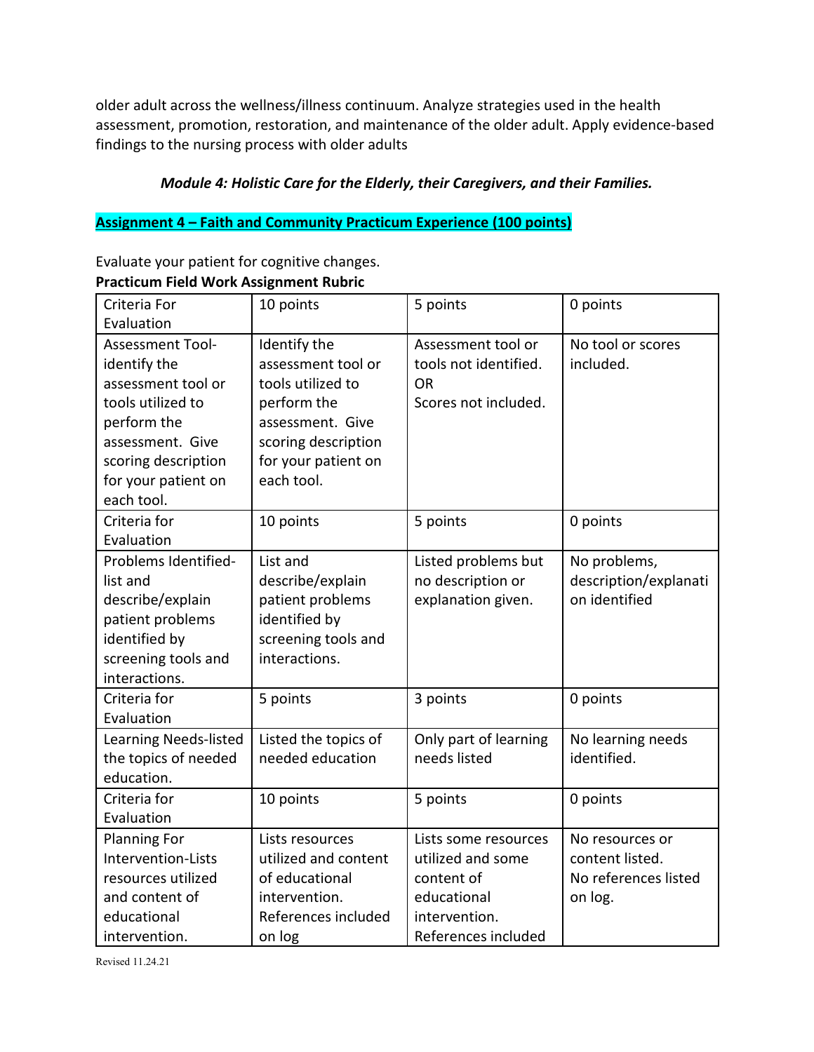older adult across the wellness/illness continuum. Analyze strategies used in the health assessment, promotion, restoration, and maintenance of the older adult. Apply evidence-based findings to the nursing process with older adults

***Module 4: Holistic Care for the Elderly, their Caregivers, and their Families.***

**Assignment 4 – Faith and Community Practicum Experience (100 points)**

Evaluate your patient for cognitive changes.

**Practicum Field Work Assignment Rubric**

| Criteria For Evaluation | 10 points | 5 points | 0 points |
|---|---|---|---|
| Assessment Tool- identify the assessment tool or tools utilized to perform the assessment. Give scoring description for your patient on each tool. | Identify the assessment tool or tools utilized to perform the assessment. Give scoring description for your patient on each tool. | Assessment tool or tools not identified. OR Scores not included. | No tool or scores included. |
| Criteria for Evaluation | 10 points | 5 points | 0 points |
| Problems Identified- list and describe/explain patient problems identified by screening tools and interactions. | List and describe/explain patient problems identified by screening tools and interactions. | Listed problems but no description or explanation given. | No problems, description/explanation identified |
| Criteria for Evaluation | 5 points | 3 points | 0 points |
| Learning Needs-listed the topics of needed education. | Listed the topics of needed education | Only part of learning needs listed | No learning needs identified. |
| Criteria for Evaluation | 10 points | 5 points | 0 points |
| Planning For Intervention-Lists resources utilized and content of educational intervention. | Lists resources utilized and content of educational intervention. References included on log | Lists some resources utilized and some content of educational intervention. References included | No resources or content listed. No references listed on log. |

Revised 11.24.21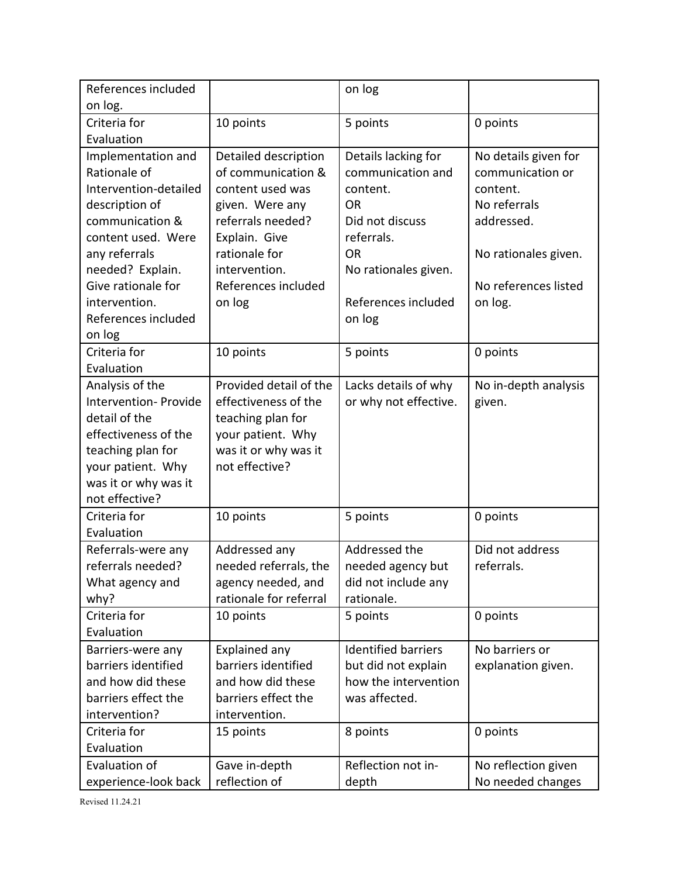| References included on log. | | on log | |
|---|---|---|---|
| Criteria for Evaluation | 10 points | 5 points | 0 points |
| Implementation and Rationale of Intervention-detailed description of communication & content used. Were any referrals needed? Explain. Give rationale for intervention. References included on log | Detailed description of communication & content used was given. Were any referrals needed? Explain. Give rationale for intervention. References included on log | Details lacking for communication and content.<br>OR<br>Did not discuss referrals.<br>OR<br>No rationales given.<br><br>References included on log | No details given for communication or content.<br>No referrals addressed.<br><br>No rationales given.<br><br>No references listed on log. |
| Criteria for Evaluation | 10 points | 5 points | 0 points |
| Analysis of the Intervention- Provide detail of the effectiveness of the teaching plan for your patient. Why was it or why was it not effective? | Provided detail of the effectiveness of the teaching plan for your patient. Why was it or why was it not effective? | Lacks details of why or why not effective. | No in-depth analysis given. |
| Criteria for Evaluation | 10 points | 5 points | 0 points |
| Referrals-were any referrals needed? What agency and why? | Addressed any needed referrals, the agency needed, and rationale for referral | Addressed the needed agency but did not include any rationale. | Did not address referrals. |
| Criteria for Evaluation | 10 points | 5 points | 0 points |
| Barriers-were any barriers identified and how did these barriers effect the intervention? | Explained any barriers identified and how did these barriers effect the intervention. | Identified barriers but did not explain how the intervention was affected. | No barriers or explanation given. |
| Criteria for Evaluation | 15 points | 8 points | 0 points |
| Evaluation of experience-look back | Gave in-depth reflection of | Reflection not in-depth | No reflection given<br>No needed changes |

Revised 11.24.21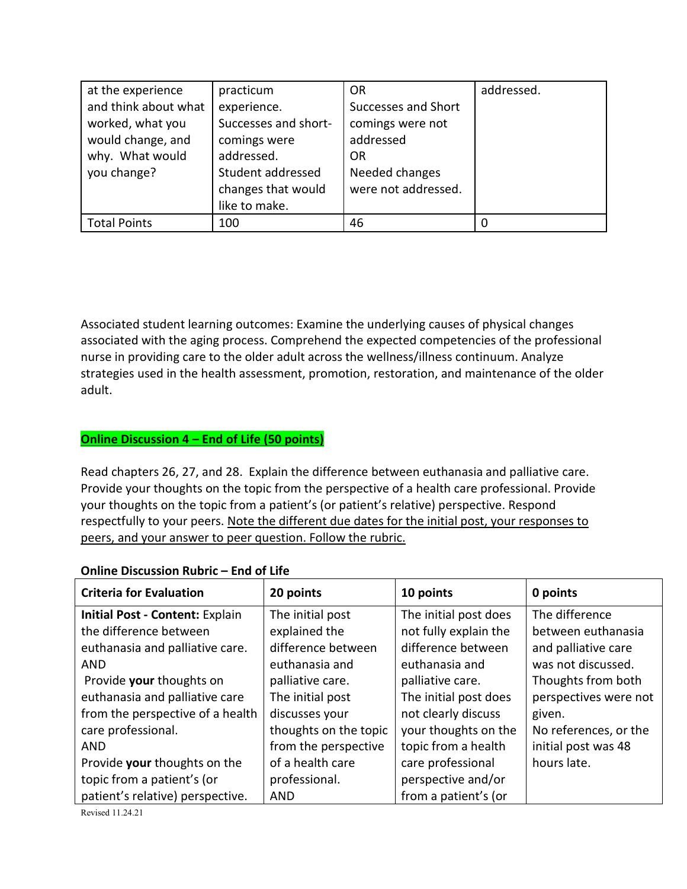| at the experience and think about what worked, what you would change, and why. What would you change? | practicum experience. Successes and short-comings were addressed. Student addressed changes that would like to make. | OR Successes and Short comings were not addressed OR Needed changes were not addressed. | addressed. |
|---|---|---|---|
| Total Points | 100 | 46 | 0 |

Associated student learning outcomes: Examine the underlying causes of physical changes associated with the aging process. Comprehend the expected competencies of the professional nurse in providing care to the older adult across the wellness/illness continuum. Analyze strategies used in the health assessment, promotion, restoration, and maintenance of the older adult.

**Online Discussion 4 – End of Life (50 points)**

Read chapters 26, 27, and 28. Explain the difference between euthanasia and palliative care. Provide your thoughts on the topic from the perspective of a health care professional. Provide your thoughts on the topic from a patient's (or patient's relative) perspective. Respond respectfully to your peers. Note the different due dates for the initial post, your responses to peers, and your answer to peer question. Follow the rubric.

**Online Discussion Rubric – End of Life**

| Criteria for Evaluation | 20 points | 10 points | 0 points |
|---|---|---|---|
| **Initial Post - Content:** Explain the difference between euthanasia and palliative care. AND Provide **your** thoughts on euthanasia and palliative care from the perspective of a health care professional. AND Provide **your** thoughts on the topic from a patient's (or patient's relative) perspective. | The initial post explained the difference between euthanasia and palliative care. The initial post discusses your thoughts on the topic from the perspective of a health care professional. AND | The initial post does not fully explain the difference between euthanasia and palliative care. The initial post does not clearly discuss your thoughts on the topic from a health care professional perspective and/or from a patient's (or | The difference between euthanasia and palliative care was not discussed. Thoughts from both perspectives were not given. No references, or the initial post was 48 hours late. |

Revised 11.24.21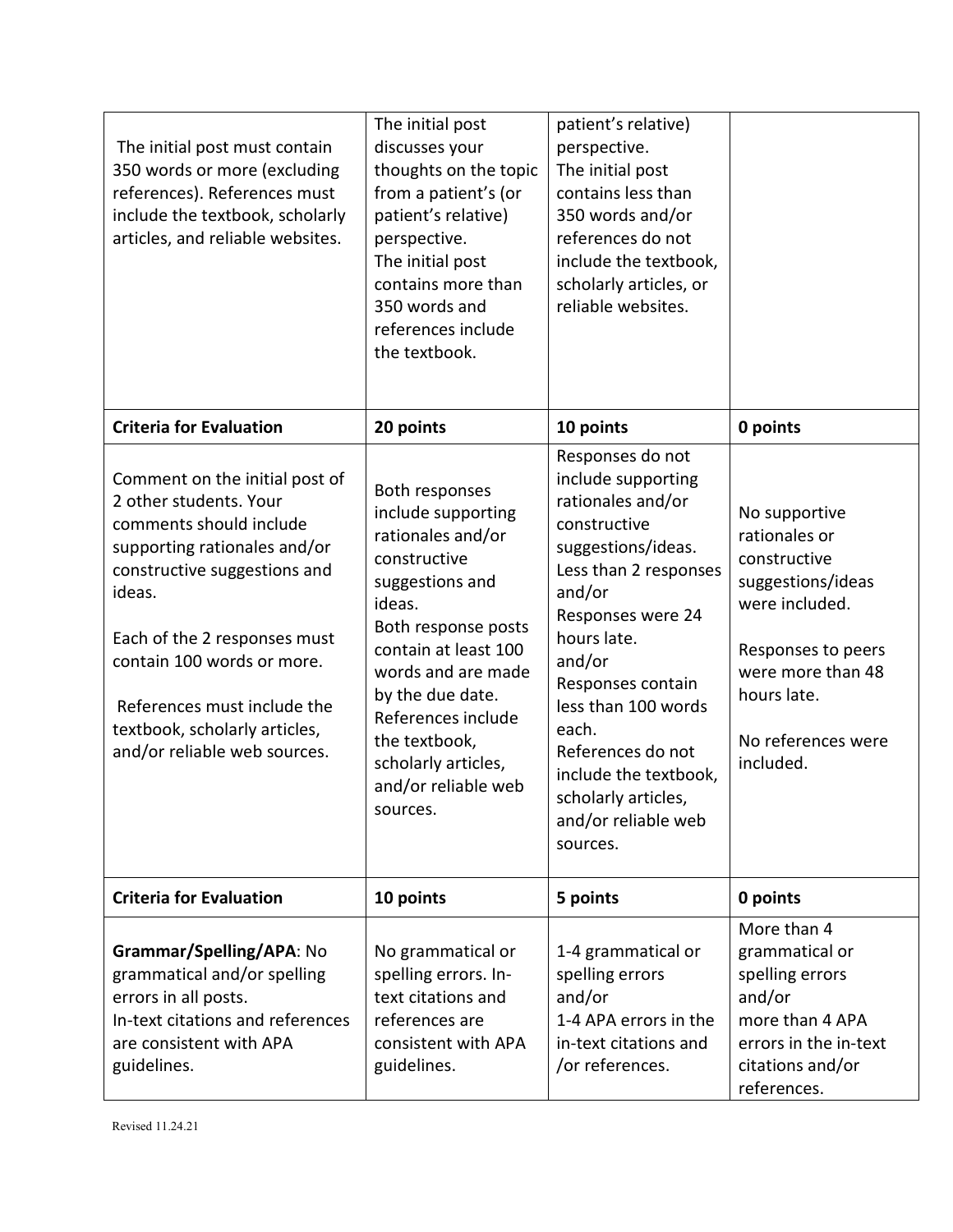| | | | |
|---|---|---|---|
| The initial post must contain 350 words or more (excluding references). References must include the textbook, scholarly articles, and reliable websites. | The initial post discusses your thoughts on the topic from a patient's (or patient's relative) perspective.<br>The initial post contains more than 350 words and references include the textbook. | patient's relative) perspective.<br>The initial post contains less than 350 words and/or references do not include the textbook, scholarly articles, or reliable websites. | |
| **Criteria for Evaluation** | **20 points** | **10 points** | **0 points** |
| Comment on the initial post of 2 other students. Your comments should include supporting rationales and/or constructive suggestions and ideas.<br><br>Each of the 2 responses must contain 100 words or more.<br><br>References must include the textbook, scholarly articles, and/or reliable web sources. | Both responses include supporting rationales and/or constructive suggestions and ideas.<br>Both response posts contain at least 100 words and are made by the due date.<br>References include the textbook, scholarly articles, and/or reliable web sources. | Responses do not include supporting rationales and/or constructive suggestions/ideas.<br>Less than 2 responses and/or<br>Responses were 24 hours late.<br>and/or<br>Responses contain less than 100 words each.<br>References do not include the textbook, scholarly articles, and/or reliable web sources. | No supportive rationales or constructive suggestions/ideas were included.<br><br>Responses to peers were more than 48 hours late.<br><br>No references were included. |
| **Criteria for Evaluation** | **10 points** | **5 points** | **0 points** |
| **Grammar/Spelling/APA**: No grammatical and/or spelling errors in all posts.<br>In-text citations and references are consistent with APA guidelines. | No grammatical or spelling errors. In-text citations and references are consistent with APA guidelines. | 1-4 grammatical or spelling errors and/or<br>1-4 APA errors in the in-text citations and /or references. | More than 4 grammatical or spelling errors and/or<br>more than 4 APA errors in the in-text citations and/or references. |

Revised 11.24.21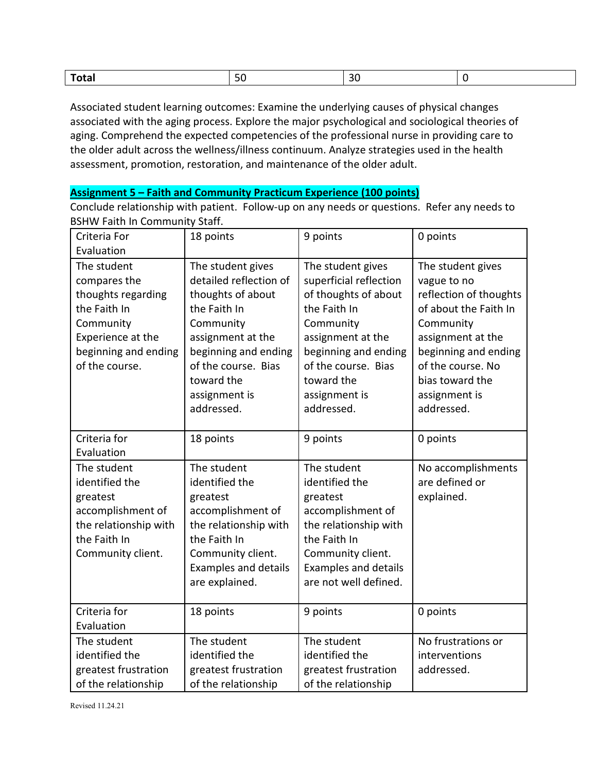| **Total** | 50 | 30 | 0 |
| --- | --- | --- | --- |

Associated student learning outcomes: Examine the underlying causes of physical changes associated with the aging process. Explore the major psychological and sociological theories of aging. Comprehend the expected competencies of the professional nurse in providing care to the older adult across the wellness/illness continuum. Analyze strategies used in the health assessment, promotion, restoration, and maintenance of the older adult.

**Assignment 5 – Faith and Community Practicum Experience (100 points)**

Conclude relationship with patient. Follow-up on any needs or questions. Refer any needs to BSHW Faith In Community Staff.

| Criteria For Evaluation | 18 points | 9 points | 0 points |
| --- | --- | --- | --- |
| The student compares the thoughts regarding the Faith In Community Experience at the beginning and ending of the course. | The student gives detailed reflection of thoughts of about the Faith In Community assignment at the beginning and ending of the course. Bias toward the assignment is addressed. | The student gives superficial reflection of thoughts of about the Faith In Community assignment at the beginning and ending of the course. Bias toward the assignment is addressed. | The student gives vague to no reflection of thoughts of about the Faith In Community assignment at the beginning and ending of the course. No bias toward the assignment is addressed. |
| Criteria for Evaluation | 18 points | 9 points | 0 points |
| The student identified the greatest accomplishment of the relationship with the Faith In Community client. | The student identified the greatest accomplishment of the relationship with the Faith In Community client. Examples and details are explained. | The student identified the greatest accomplishment of the relationship with the Faith In Community client. Examples and details are not well defined. | No accomplishments are defined or explained. |
| Criteria for Evaluation | 18 points | 9 points | 0 points |
| The student identified the greatest frustration of the relationship | The student identified the greatest frustration of the relationship | The student identified the greatest frustration of the relationship | No frustrations or interventions addressed. |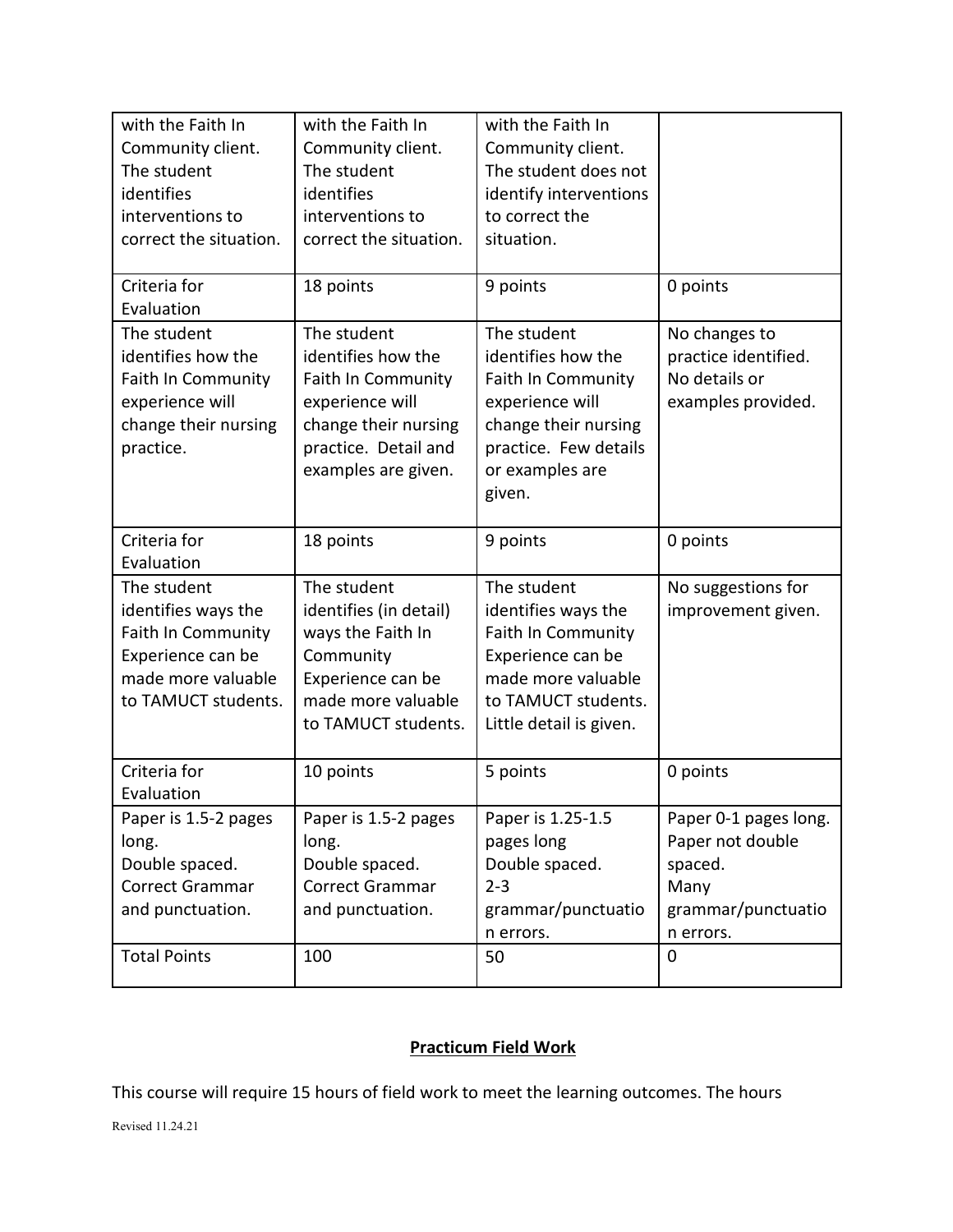| with the Faith In Community client. The student identifies interventions to correct the situation. | with the Faith In Community client. The student identifies interventions to correct the situation. | with the Faith In Community client. The student does not identify interventions to correct the situation. | |
|---|---|---|---|
| Criteria for Evaluation | 18 points | 9 points | 0 points |
| The student identifies how the Faith In Community experience will change their nursing practice. | The student identifies how the Faith In Community experience will change their nursing practice. Detail and examples are given. | The student identifies how the Faith In Community experience will change their nursing practice. Few details or examples are given. | No changes to practice identified. No details or examples provided. |
| Criteria for Evaluation | 18 points | 9 points | 0 points |
| The student identifies ways the Faith In Community Experience can be made more valuable to TAMUCT students. | The student identifies (in detail) ways the Faith In Community Experience can be made more valuable to TAMUCT students. | The student identifies ways the Faith In Community Experience can be made more valuable to TAMUCT students. Little detail is given. | No suggestions for improvement given. |
| Criteria for Evaluation | 10 points | 5 points | 0 points |
| Paper is 1.5-2 pages long. Double spaced. Correct Grammar and punctuation. | Paper is 1.5-2 pages long. Double spaced. Correct Grammar and punctuation. | Paper is 1.25-1.5 pages long Double spaced. 2-3 grammar/punctuation errors. | Paper 0-1 pages long. Paper not double spaced. Many grammar/punctuation errors. |
| Total Points | 100 | 50 | 0 |

## **<u>Practicum Field Work</u>**

This course will require 15 hours of field work to meet the learning outcomes. The hours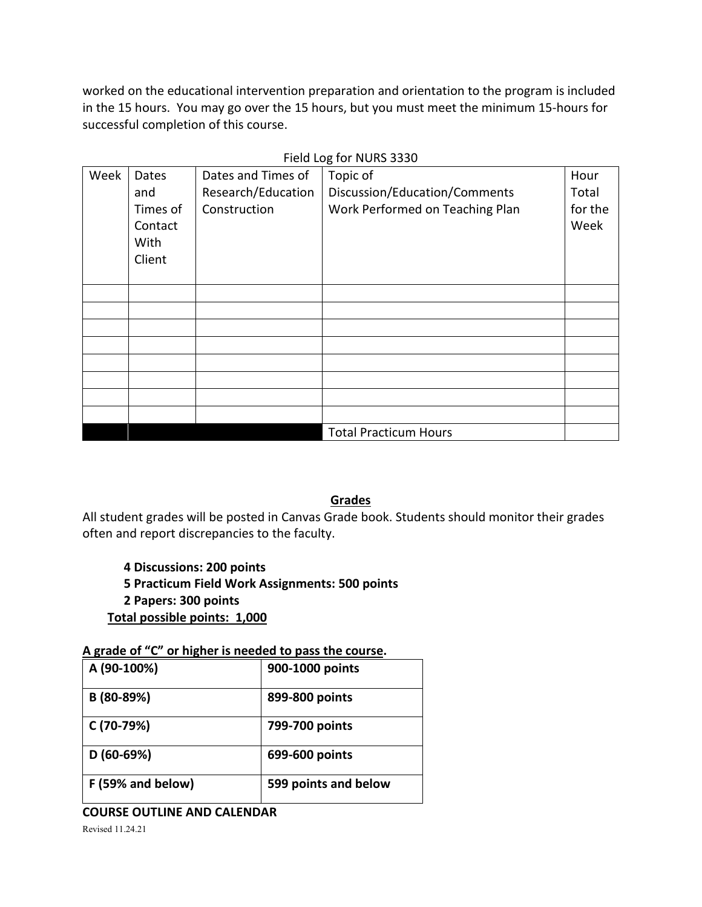worked on the educational intervention preparation and orientation to the program is included in the 15 hours. You may go over the 15 hours, but you must meet the minimum 15-hours for successful completion of this course.

Field Log for NURS 3330

| Week | Dates and Times of Contact With Client | Dates and Times of Research/Education Construction | Topic of Discussion/Education/Comments Work Performed on Teaching Plan | Hour Total for the Week |
|---|---|---|---|---|
| | | | | |
| | | | | |
| | | | | |
| | | | | |
| | | | | |
| | | | | |
| | | | | |
| | | | | |
| | | | Total Practicum Hours | |

**Grades**

All student grades will be posted in Canvas Grade book. Students should monitor their grades often and report discrepancies to the faculty.

**4 Discussions: 200 points**
**5 Practicum Field Work Assignments: 500 points**
**2 Papers: 300 points**
**Total possible points: 1,000**

**A grade of "C" or higher is needed to pass the course.**

| A (90-100%) | 900-1000 points |
|---|---|
| B (80-89%) | 899-800 points |
| C (70-79%) | 799-700 points |
| D (60-69%) | 699-600 points |
| F (59% and below) | 599 points and below |

**COURSE OUTLINE AND CALENDAR**

Revised 11.24.21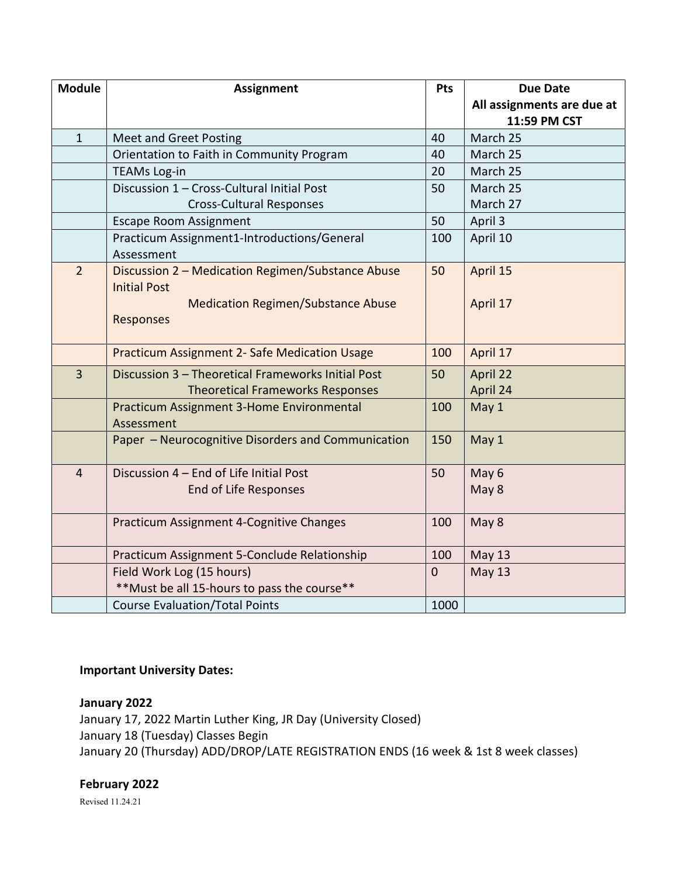| Module | Assignment | Pts | Due Date<br>All assignments are due at 11:59 PM CST |
|---|---|---|---|
| 1 | Meet and Greet Posting | 40 | March 25 |
| | Orientation to Faith in Community Program | 40 | March 25 |
| | TEAMs Log-in | 20 | March 25 |
| | Discussion 1 – Cross-Cultural Initial Post<br>Cross-Cultural Responses | 50 | March 25<br>March 27 |
| | Escape Room Assignment | 50 | April 3 |
| | Practicum Assignment1-Introductions/General Assessment | 100 | April 10 |
| 2 | Discussion 2 – Medication Regimen/Substance Abuse Initial Post<br>Medication Regimen/Substance Abuse Responses | 50 | April 15<br>April 17 |
| | Practicum Assignment 2- Safe Medication Usage | 100 | April 17 |
| 3 | Discussion 3 – Theoretical Frameworks Initial Post<br>Theoretical Frameworks Responses | 50 | April 22<br>April 24 |
| | Practicum Assignment 3-Home Environmental Assessment | 100 | May 1 |
| | Paper – Neurocognitive Disorders and Communication | 150 | May 1 |
| 4 | Discussion 4 – End of Life Initial Post<br>End of Life Responses | 50 | May 6<br>May 8 |
| | Practicum Assignment 4-Cognitive Changes | 100 | May 8 |
| | Practicum Assignment 5-Conclude Relationship | 100 | May 13 |
| | Field Work Log (15 hours)<br>**Must be all 15-hours to pass the course** | 0 | May 13 |
| | Course Evaluation/Total Points | 1000 | |

**Important University Dates:**

**January 2022**

January 17, 2022 Martin Luther King, JR Day (University Closed)
January 18 (Tuesday) Classes Begin
January 20 (Thursday) ADD/DROP/LATE REGISTRATION ENDS (16 week & 1st 8 week classes)

**February 2022**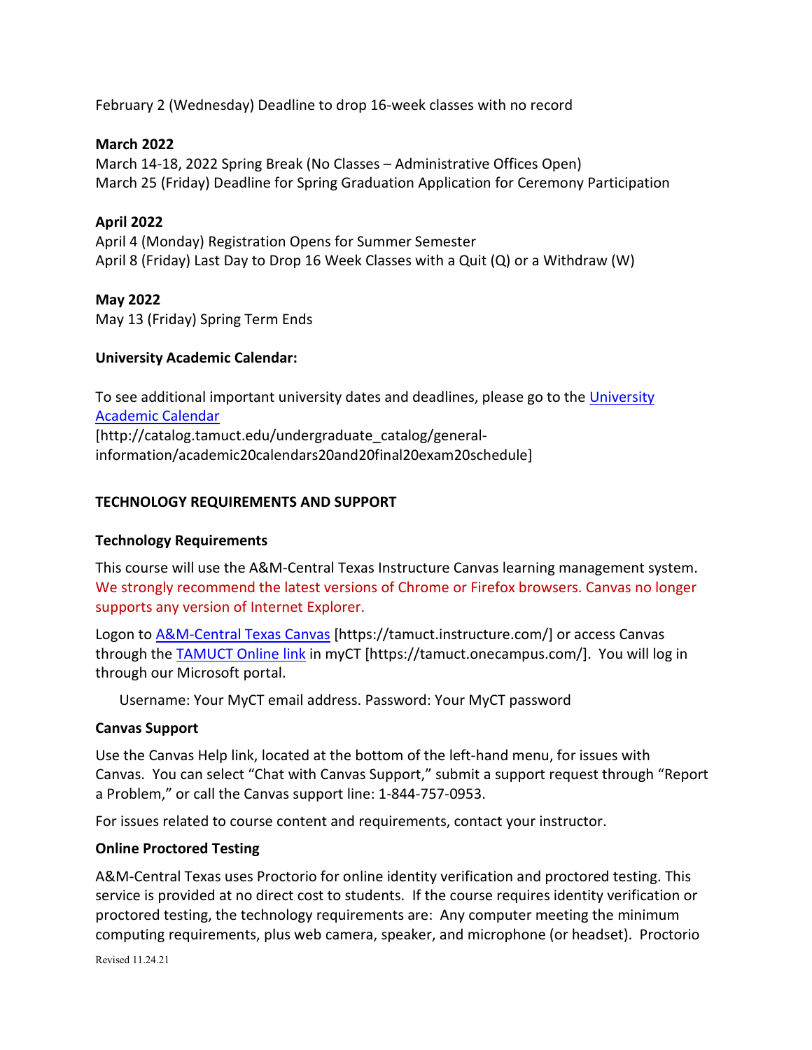February 2 (Wednesday) Deadline to drop 16-week classes with no record

**March 2022**
March 14-18, 2022 Spring Break (No Classes – Administrative Offices Open)
March 25 (Friday) Deadline for Spring Graduation Application for Ceremony Participation

**April 2022**
April 4 (Monday) Registration Opens for Summer Semester
April 8 (Friday) Last Day to Drop 16 Week Classes with a Quit (Q) or a Withdraw (W)

**May 2022**
May 13 (Friday) Spring Term Ends

**University Academic Calendar:**

To see additional important university dates and deadlines, please go to the [University Academic Calendar](http://catalog.tamuct.edu/undergraduate_catalog/general-information/academic20calendars20and20final20exam20schedule) [http://catalog.tamuct.edu/undergraduate_catalog/general-information/academic20calendars20and20final20exam20schedule]

## TECHNOLOGY REQUIREMENTS AND SUPPORT

### Technology Requirements

This course will use the A&M-Central Texas Instructure Canvas learning management system. We strongly recommend the latest versions of Chrome or Firefox browsers. Canvas no longer supports any version of Internet Explorer.

Logon to [A&M-Central Texas Canvas](https://tamuct.instructure.com/) [https://tamuct.instructure.com/] or access Canvas through the [TAMUCT Online link](https://tamuct.onecampus.com/) in myCT [https://tamuct.onecampus.com/]. You will log in through our Microsoft portal.

Username: Your MyCT email address. Password: Your MyCT password

### Canvas Support

Use the Canvas Help link, located at the bottom of the left-hand menu, for issues with Canvas. You can select "Chat with Canvas Support," submit a support request through "Report a Problem," or call the Canvas support line: 1-844-757-0953.

For issues related to course content and requirements, contact your instructor.

### Online Proctored Testing

A&M-Central Texas uses Proctorio for online identity verification and proctored testing. This service is provided at no direct cost to students. If the course requires identity verification or proctored testing, the technology requirements are: Any computer meeting the minimum computing requirements, plus web camera, speaker, and microphone (or headset). Proctorio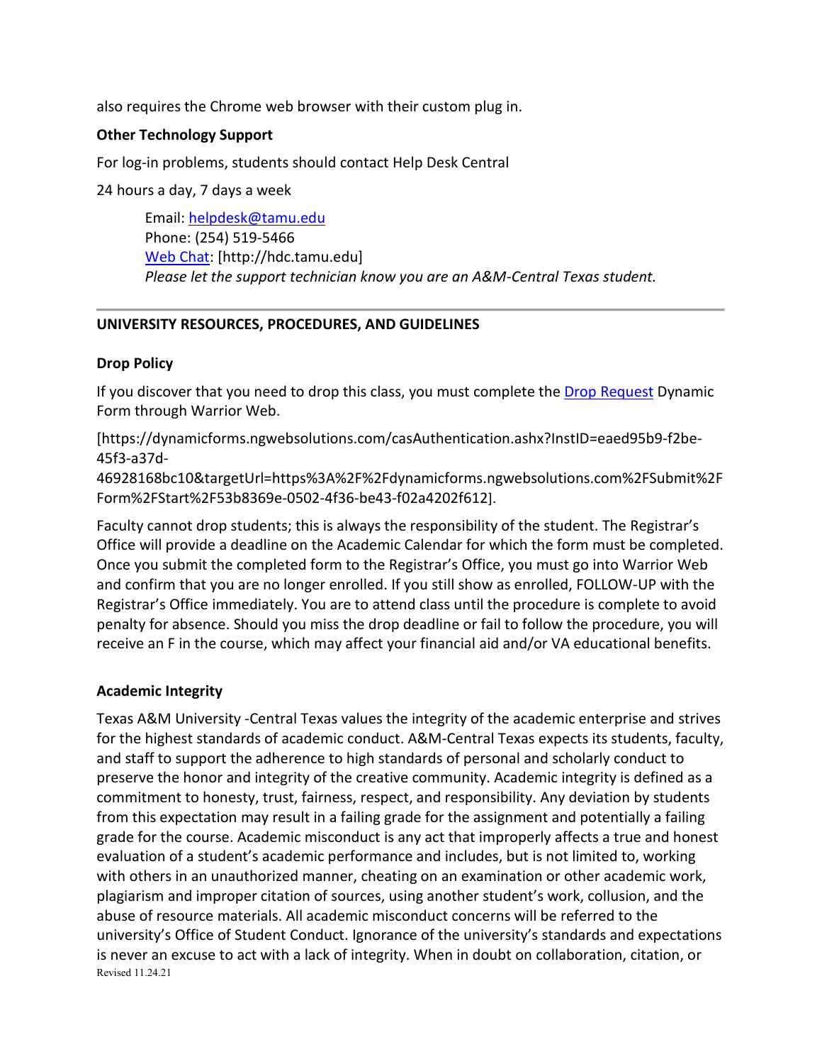also requires the Chrome web browser with their custom plug in.

**Other Technology Support**

For log-in problems, students should contact Help Desk Central

24 hours a day, 7 days a week

> Email: [helpdesk@tamu.edu](mailto:helpdesk@tamu.edu)
> Phone: (254) 519-5466
> [Web Chat](http://hdc.tamu.edu): [http://hdc.tamu.edu]
> *Please let the support technician know you are an A&M-Central Texas student.*

---

**UNIVERSITY RESOURCES, PROCEDURES, AND GUIDELINES**

**Drop Policy**

If you discover that you need to drop this class, you must complete the [Drop Request](https://dynamicforms.ngwebsolutions.com/casAuthentication.ashx?InstID=eaed95b9-f2be-45f3-a37d-46928168bc10&targetUrl=https%3A%2F%2Fdynamicforms.ngwebsolutions.com%2FSubmit%2FForm%2FStart%2F53b8369e-0502-4f36-be43-f02a4202f612) Dynamic Form through Warrior Web.

[https://dynamicforms.ngwebsolutions.com/casAuthentication.ashx?InstID=eaed95b9-f2be-45f3-a37d-46928168bc10&targetUrl=https%3A%2F%2Fdynamicforms.ngwebsolutions.com%2FSubmit%2FForm%2FStart%2F53b8369e-0502-4f36-be43-f02a4202f612].

Faculty cannot drop students; this is always the responsibility of the student. The Registrar's Office will provide a deadline on the Academic Calendar for which the form must be completed. Once you submit the completed form to the Registrar's Office, you must go into Warrior Web and confirm that you are no longer enrolled. If you still show as enrolled, FOLLOW-UP with the Registrar's Office immediately. You are to attend class until the procedure is complete to avoid penalty for absence. Should you miss the drop deadline or fail to follow the procedure, you will receive an F in the course, which may affect your financial aid and/or VA educational benefits.

**Academic Integrity**

Texas A&M University -Central Texas values the integrity of the academic enterprise and strives for the highest standards of academic conduct. A&M-Central Texas expects its students, faculty, and staff to support the adherence to high standards of personal and scholarly conduct to preserve the honor and integrity of the creative community. Academic integrity is defined as a commitment to honesty, trust, fairness, respect, and responsibility. Any deviation by students from this expectation may result in a failing grade for the assignment and potentially a failing grade for the course. Academic misconduct is any act that improperly affects a true and honest evaluation of a student's academic performance and includes, but is not limited to, working with others in an unauthorized manner, cheating on an examination or other academic work, plagiarism and improper citation of sources, using another student's work, collusion, and the abuse of resource materials. All academic misconduct concerns will be referred to the university's Office of Student Conduct. Ignorance of the university's standards and expectations is never an excuse to act with a lack of integrity. When in doubt on collaboration, citation, or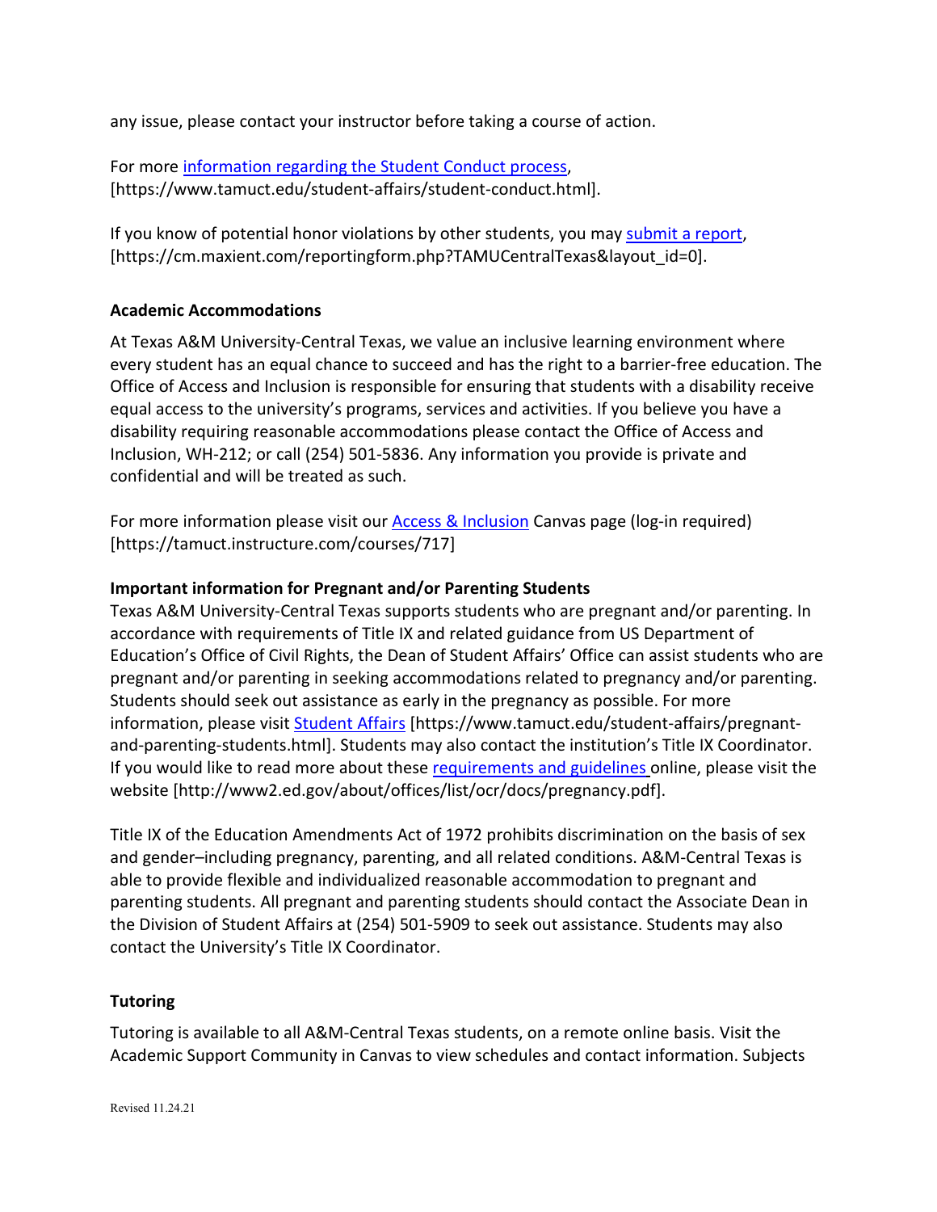any issue, please contact your instructor before taking a course of action.

For more [information regarding the Student Conduct process](https://www.tamuct.edu/student-affairs/student-conduct.html), [https://www.tamuct.edu/student-affairs/student-conduct.html].

If you know of potential honor violations by other students, you may [submit a report](https://cm.maxient.com/reportingform.php?TAMUCentralTexas&layout_id=0), [https://cm.maxient.com/reportingform.php?TAMUCentralTexas&layout_id=0].

**Academic Accommodations**

At Texas A&M University-Central Texas, we value an inclusive learning environment where every student has an equal chance to succeed and has the right to a barrier-free education. The Office of Access and Inclusion is responsible for ensuring that students with a disability receive equal access to the university's programs, services and activities. If you believe you have a disability requiring reasonable accommodations please contact the Office of Access and Inclusion, WH-212; or call (254) 501-5836. Any information you provide is private and confidential and will be treated as such.

For more information please visit our [Access & Inclusion](https://tamuct.instructure.com/courses/717) Canvas page (log-in required) [https://tamuct.instructure.com/courses/717]

**Important information for Pregnant and/or Parenting Students**

Texas A&M University-Central Texas supports students who are pregnant and/or parenting. In accordance with requirements of Title IX and related guidance from US Department of Education's Office of Civil Rights, the Dean of Student Affairs' Office can assist students who are pregnant and/or parenting in seeking accommodations related to pregnancy and/or parenting. Students should seek out assistance as early in the pregnancy as possible. For more information, please visit [Student Affairs](https://www.tamuct.edu/student-affairs/pregnant-and-parenting-students.html) [https://www.tamuct.edu/student-affairs/pregnant-and-parenting-students.html]. Students may also contact the institution's Title IX Coordinator. If you would like to read more about these [requirements and guidelines](http://www2.ed.gov/about/offices/list/ocr/docs/pregnancy.pdf) online, please visit the website [http://www2.ed.gov/about/offices/list/ocr/docs/pregnancy.pdf].

Title IX of the Education Amendments Act of 1972 prohibits discrimination on the basis of sex and gender–including pregnancy, parenting, and all related conditions. A&M-Central Texas is able to provide flexible and individualized reasonable accommodation to pregnant and parenting students. All pregnant and parenting students should contact the Associate Dean in the Division of Student Affairs at (254) 501-5909 to seek out assistance. Students may also contact the University's Title IX Coordinator.

**Tutoring**

Tutoring is available to all A&M-Central Texas students, on a remote online basis. Visit the Academic Support Community in Canvas to view schedules and contact information. Subjects

Revised 11.24.21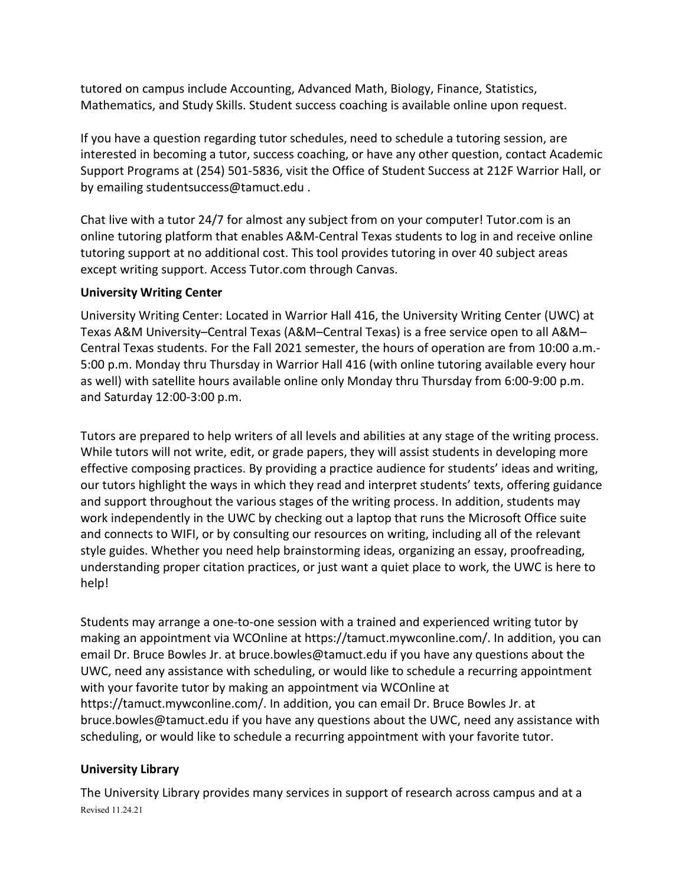tutored on campus include Accounting, Advanced Math, Biology, Finance, Statistics, Mathematics, and Study Skills. Student success coaching is available online upon request.

If you have a question regarding tutor schedules, need to schedule a tutoring session, are interested in becoming a tutor, success coaching, or have any other question, contact Academic Support Programs at (254) 501-5836, visit the Office of Student Success at 212F Warrior Hall, or by emailing studentsuccess@tamuct.edu .

Chat live with a tutor 24/7 for almost any subject from on your computer! Tutor.com is an online tutoring platform that enables A&M-Central Texas students to log in and receive online tutoring support at no additional cost. This tool provides tutoring in over 40 subject areas except writing support. Access Tutor.com through Canvas.

**University Writing Center**

University Writing Center: Located in Warrior Hall 416, the University Writing Center (UWC) at Texas A&M University–Central Texas (A&M–Central Texas) is a free service open to all A&M–Central Texas students. For the Fall 2021 semester, the hours of operation are from 10:00 a.m.-5:00 p.m. Monday thru Thursday in Warrior Hall 416 (with online tutoring available every hour as well) with satellite hours available online only Monday thru Thursday from 6:00-9:00 p.m. and Saturday 12:00-3:00 p.m.

Tutors are prepared to help writers of all levels and abilities at any stage of the writing process. While tutors will not write, edit, or grade papers, they will assist students in developing more effective composing practices. By providing a practice audience for students' ideas and writing, our tutors highlight the ways in which they read and interpret students' texts, offering guidance and support throughout the various stages of the writing process. In addition, students may work independently in the UWC by checking out a laptop that runs the Microsoft Office suite and connects to WIFI, or by consulting our resources on writing, including all of the relevant style guides. Whether you need help brainstorming ideas, organizing an essay, proofreading, understanding proper citation practices, or just want a quiet place to work, the UWC is here to help!

Students may arrange a one-to-one session with a trained and experienced writing tutor by making an appointment via WCOnline at https://tamuct.mywconline.com/. In addition, you can email Dr. Bruce Bowles Jr. at bruce.bowles@tamuct.edu if you have any questions about the UWC, need any assistance with scheduling, or would like to schedule a recurring appointment with your favorite tutor by making an appointment via WCOnline at https://tamuct.mywconline.com/. In addition, you can email Dr. Bruce Bowles Jr. at bruce.bowles@tamuct.edu if you have any questions about the UWC, need any assistance with scheduling, or would like to schedule a recurring appointment with your favorite tutor.

**University Library**

The University Library provides many services in support of research across campus and at a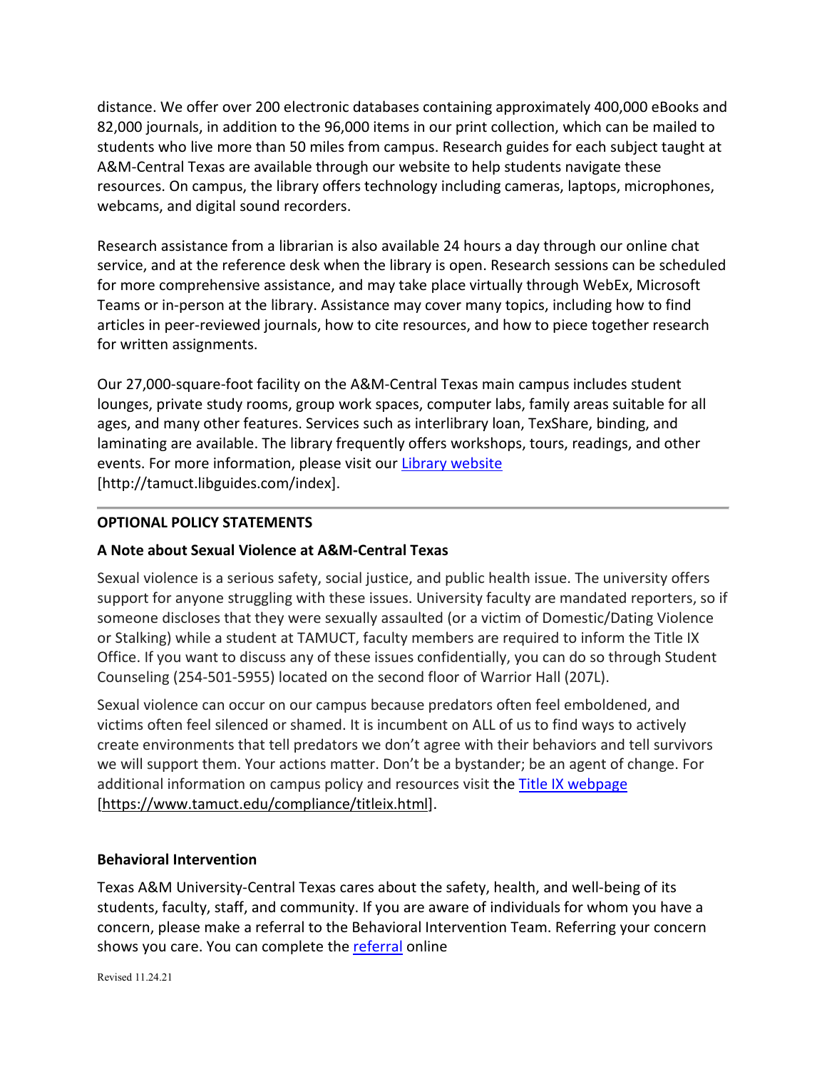distance. We offer over 200 electronic databases containing approximately 400,000 eBooks and 82,000 journals, in addition to the 96,000 items in our print collection, which can be mailed to students who live more than 50 miles from campus. Research guides for each subject taught at A&M-Central Texas are available through our website to help students navigate these resources. On campus, the library offers technology including cameras, laptops, microphones, webcams, and digital sound recorders.

Research assistance from a librarian is also available 24 hours a day through our online chat service, and at the reference desk when the library is open. Research sessions can be scheduled for more comprehensive assistance, and may take place virtually through WebEx, Microsoft Teams or in-person at the library. Assistance may cover many topics, including how to find articles in peer-reviewed journals, how to cite resources, and how to piece together research for written assignments.

Our 27,000-square-foot facility on the A&M-Central Texas main campus includes student lounges, private study rooms, group work spaces, computer labs, family areas suitable for all ages, and many other features. Services such as interlibrary loan, TexShare, binding, and laminating are available. The library frequently offers workshops, tours, readings, and other events. For more information, please visit our Library website [http://tamuct.libguides.com/index].

---

**OPTIONAL POLICY STATEMENTS**

**A Note about Sexual Violence at A&M-Central Texas**

Sexual violence is a serious safety, social justice, and public health issue. The university offers support for anyone struggling with these issues. University faculty are mandated reporters, so if someone discloses that they were sexually assaulted (or a victim of Domestic/Dating Violence or Stalking) while a student at TAMUCT, faculty members are required to inform the Title IX Office. If you want to discuss any of these issues confidentially, you can do so through Student Counseling (254-501-5955) located on the second floor of Warrior Hall (207L).

Sexual violence can occur on our campus because predators often feel emboldened, and victims often feel silenced or shamed. It is incumbent on ALL of us to find ways to actively create environments that tell predators we don't agree with their behaviors and tell survivors we will support them. Your actions matter. Don't be a bystander; be an agent of change. For additional information on campus policy and resources visit the Title IX webpage [https://www.tamuct.edu/compliance/titleix.html].

**Behavioral Intervention**

Texas A&M University-Central Texas cares about the safety, health, and well-being of its students, faculty, staff, and community. If you are aware of individuals for whom you have a concern, please make a referral to the Behavioral Intervention Team. Referring your concern shows you care. You can complete the referral online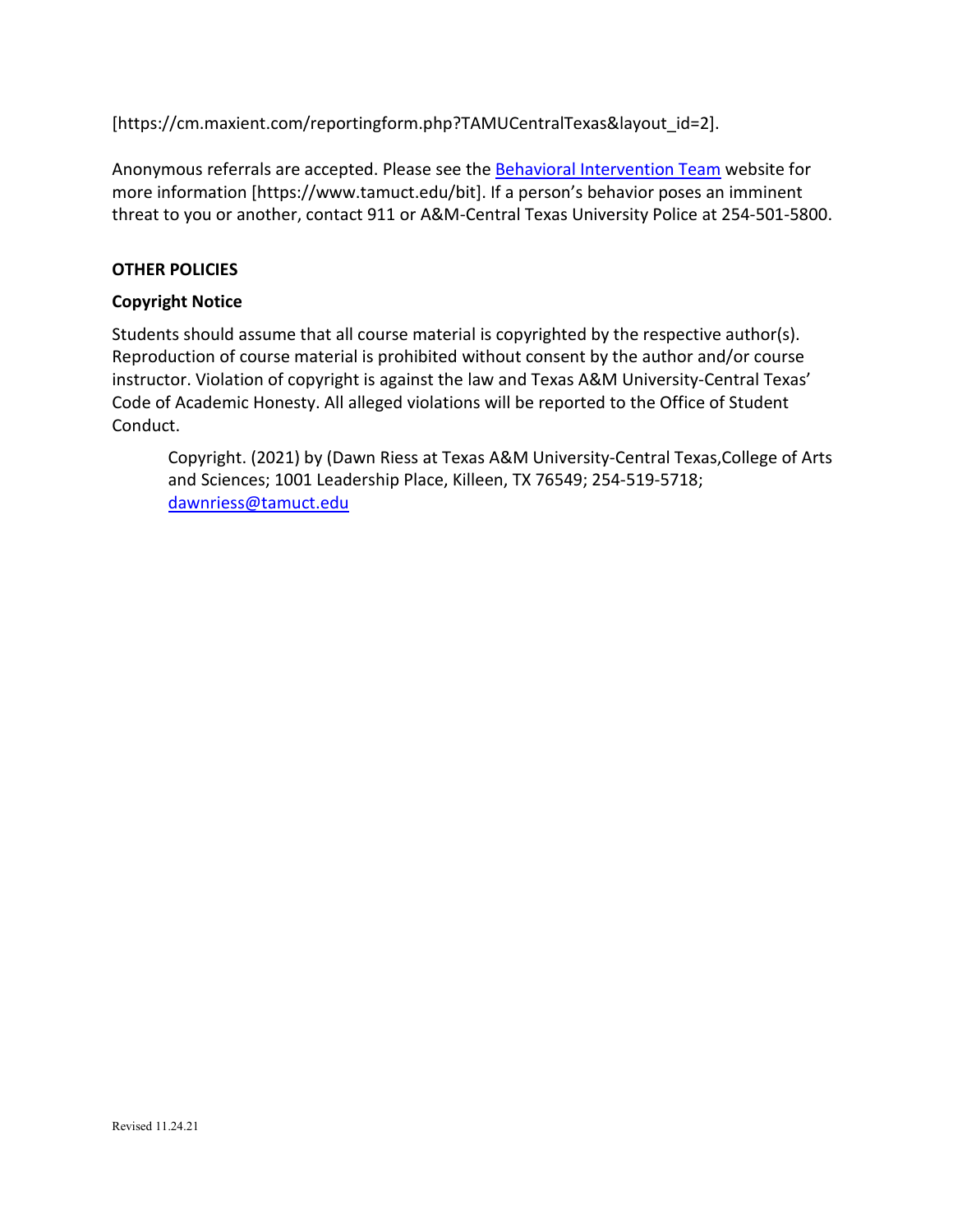[https://cm.maxient.com/reportingform.php?TAMUCentralTexas&layout_id=2].

Anonymous referrals are accepted. Please see the Behavioral Intervention Team website for more information [https://www.tamuct.edu/bit]. If a person's behavior poses an imminent threat to you or another, contact 911 or A&M-Central Texas University Police at 254-501-5800.

**OTHER POLICIES**

**Copyright Notice**

Students should assume that all course material is copyrighted by the respective author(s). Reproduction of course material is prohibited without consent by the author and/or course instructor. Violation of copyright is against the law and Texas A&M University-Central Texas' Code of Academic Honesty. All alleged violations will be reported to the Office of Student Conduct.

> Copyright. (2021) by (Dawn Riess at Texas A&M University-Central Texas,College of Arts and Sciences; 1001 Leadership Place, Killeen, TX 76549; 254-519-5718; dawnriess@tamuct.edu

Revised 11.24.21